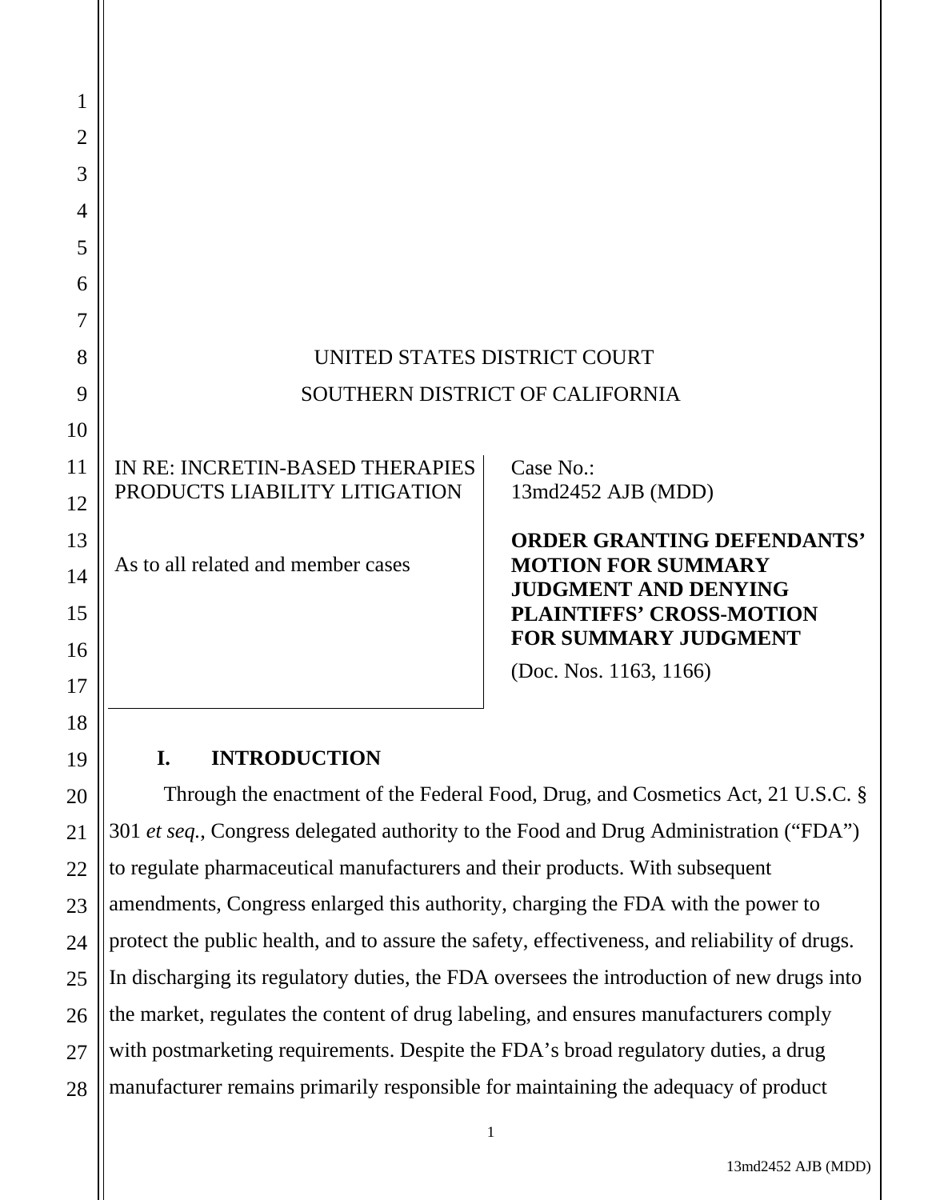UNITED STATES DISTRICT COURT

SOUTHERN DISTRICT OF CALIFORNIA

| IN RE: INCRETIN-BASED THERAPIES PRODUCTS LIABILITY LITIGATION<br><br>As to all related and member cases | Case No.: 13md2452 AJB (MDD)<br><br>**ORDER GRANTING DEFENDANTS' MOTION FOR SUMMARY JUDGMENT AND DENYING PLAINTIFFS' CROSS-MOTION FOR SUMMARY JUDGMENT**<br><br>(Doc. Nos. 1163, 1166) |
|---|---|

## I. INTRODUCTION

Through the enactment of the Federal Food, Drug, and Cosmetics Act, 21 U.S.C. § 301 *et seq.*, Congress delegated authority to the Food and Drug Administration ("FDA") to regulate pharmaceutical manufacturers and their products. With subsequent amendments, Congress enlarged this authority, charging the FDA with the power to protect the public health, and to assure the safety, effectiveness, and reliability of drugs. In discharging its regulatory duties, the FDA oversees the introduction of new drugs into the market, regulates the content of drug labeling, and ensures manufacturers comply with postmarketing requirements. Despite the FDA's broad regulatory duties, a drug manufacturer remains primarily responsible for maintaining the adequacy of product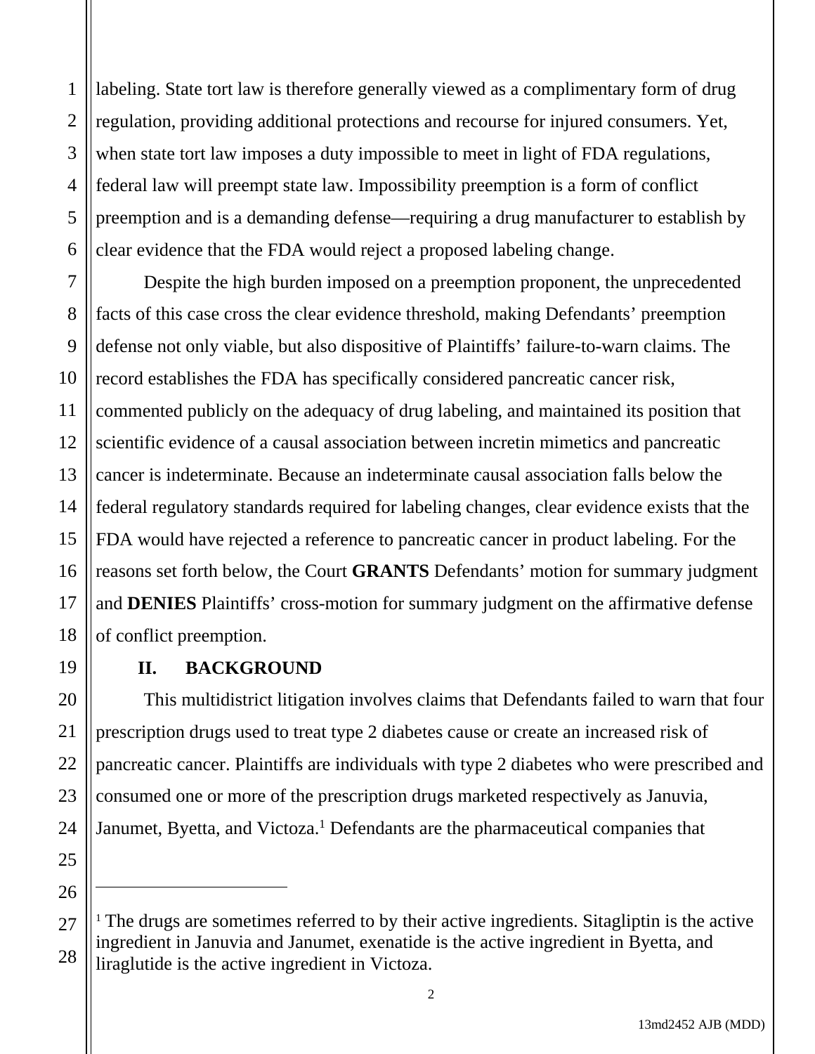labeling. State tort law is therefore generally viewed as a complimentary form of drug regulation, providing additional protections and recourse for injured consumers. Yet, when state tort law imposes a duty impossible to meet in light of FDA regulations, federal law will preempt state law. Impossibility preemption is a form of conflict preemption and is a demanding defense—requiring a drug manufacturer to establish by clear evidence that the FDA would reject a proposed labeling change.

Despite the high burden imposed on a preemption proponent, the unprecedented facts of this case cross the clear evidence threshold, making Defendants' preemption defense not only viable, but also dispositive of Plaintiffs' failure-to-warn claims. The record establishes the FDA has specifically considered pancreatic cancer risk, commented publicly on the adequacy of drug labeling, and maintained its position that scientific evidence of a causal association between incretin mimetics and pancreatic cancer is indeterminate. Because an indeterminate causal association falls below the federal regulatory standards required for labeling changes, clear evidence exists that the FDA would have rejected a reference to pancreatic cancer in product labeling. For the reasons set forth below, the Court **GRANTS** Defendants' motion for summary judgment and **DENIES** Plaintiffs' cross-motion for summary judgment on the affirmative defense of conflict preemption.

## II. BACKGROUND

This multidistrict litigation involves claims that Defendants failed to warn that four prescription drugs used to treat type 2 diabetes cause or create an increased risk of pancreatic cancer. Plaintiffs are individuals with type 2 diabetes who were prescribed and consumed one or more of the prescription drugs marketed respectively as Januvia, Janumet, Byetta, and Victoza.[1] Defendants are the pharmaceutical companies that

---

[1] The drugs are sometimes referred to by their active ingredients. Sitagliptin is the active ingredient in Januvia and Janumet, exenatide is the active ingredient in Byetta, and liraglutide is the active ingredient in Victoza.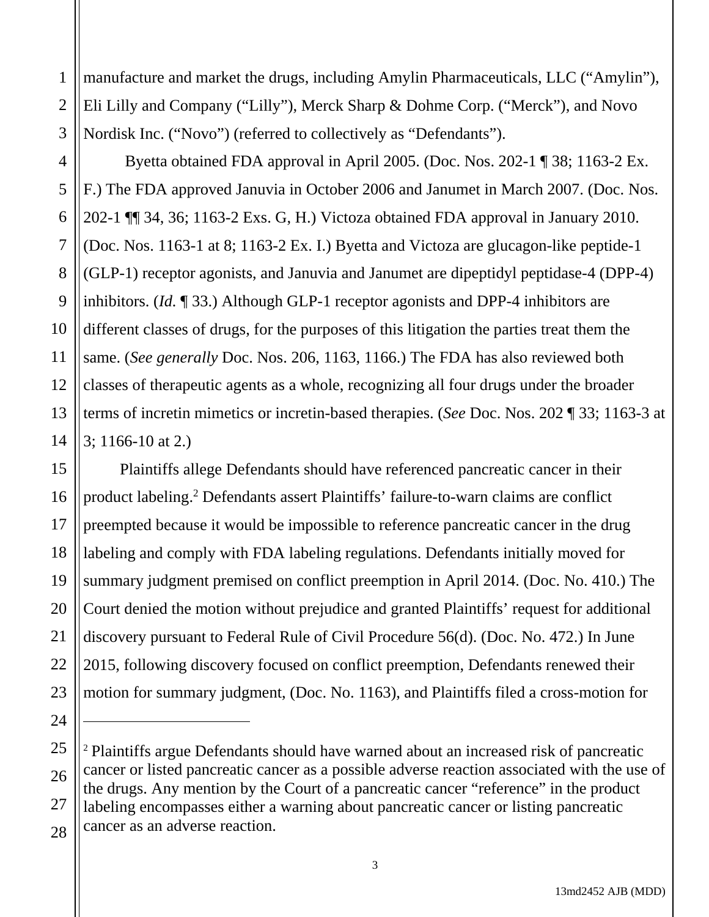manufacture and market the drugs, including Amylin Pharmaceuticals, LLC ("Amylin"), Eli Lilly and Company ("Lilly"), Merck Sharp & Dohme Corp. ("Merck"), and Novo Nordisk Inc. ("Novo") (referred to collectively as "Defendants").

Byetta obtained FDA approval in April 2005. (Doc. Nos. 202-1 ¶ 38; 1163-2 Ex. F.) The FDA approved Januvia in October 2006 and Janumet in March 2007. (Doc. Nos. 202-1 ¶¶ 34, 36; 1163-2 Exs. G, H.) Victoza obtained FDA approval in January 2010. (Doc. Nos. 1163-1 at 8; 1163-2 Ex. I.) Byetta and Victoza are glucagon-like peptide-1 (GLP-1) receptor agonists, and Januvia and Janumet are dipeptidyl peptidase-4 (DPP-4) inhibitors. (*Id.* ¶ 33.) Although GLP-1 receptor agonists and DPP-4 inhibitors are different classes of drugs, for the purposes of this litigation the parties treat them the same. (*See generally* Doc. Nos. 206, 1163, 1166.) The FDA has also reviewed both classes of therapeutic agents as a whole, recognizing all four drugs under the broader terms of incretin mimetics or incretin-based therapies. (*See* Doc. Nos. 202 ¶ 33; 1163-3 at 3; 1166-10 at 2.)

Plaintiffs allege Defendants should have referenced pancreatic cancer in their product labeling.[2] Defendants assert Plaintiffs' failure-to-warn claims are conflict preempted because it would be impossible to reference pancreatic cancer in the drug labeling and comply with FDA labeling regulations. Defendants initially moved for summary judgment premised on conflict preemption in April 2014. (Doc. No. 410.) The Court denied the motion without prejudice and granted Plaintiffs' request for additional discovery pursuant to Federal Rule of Civil Procedure 56(d). (Doc. No. 472.) In June 2015, following discovery focused on conflict preemption, Defendants renewed their motion for summary judgment, (Doc. No. 1163), and Plaintiffs filed a cross-motion for

---

[2] Plaintiffs argue Defendants should have warned about an increased risk of pancreatic cancer or listed pancreatic cancer as a possible adverse reaction associated with the use of the drugs. Any mention by the Court of a pancreatic cancer "reference" in the product labeling encompasses either a warning about pancreatic cancer or listing pancreatic cancer as an adverse reaction.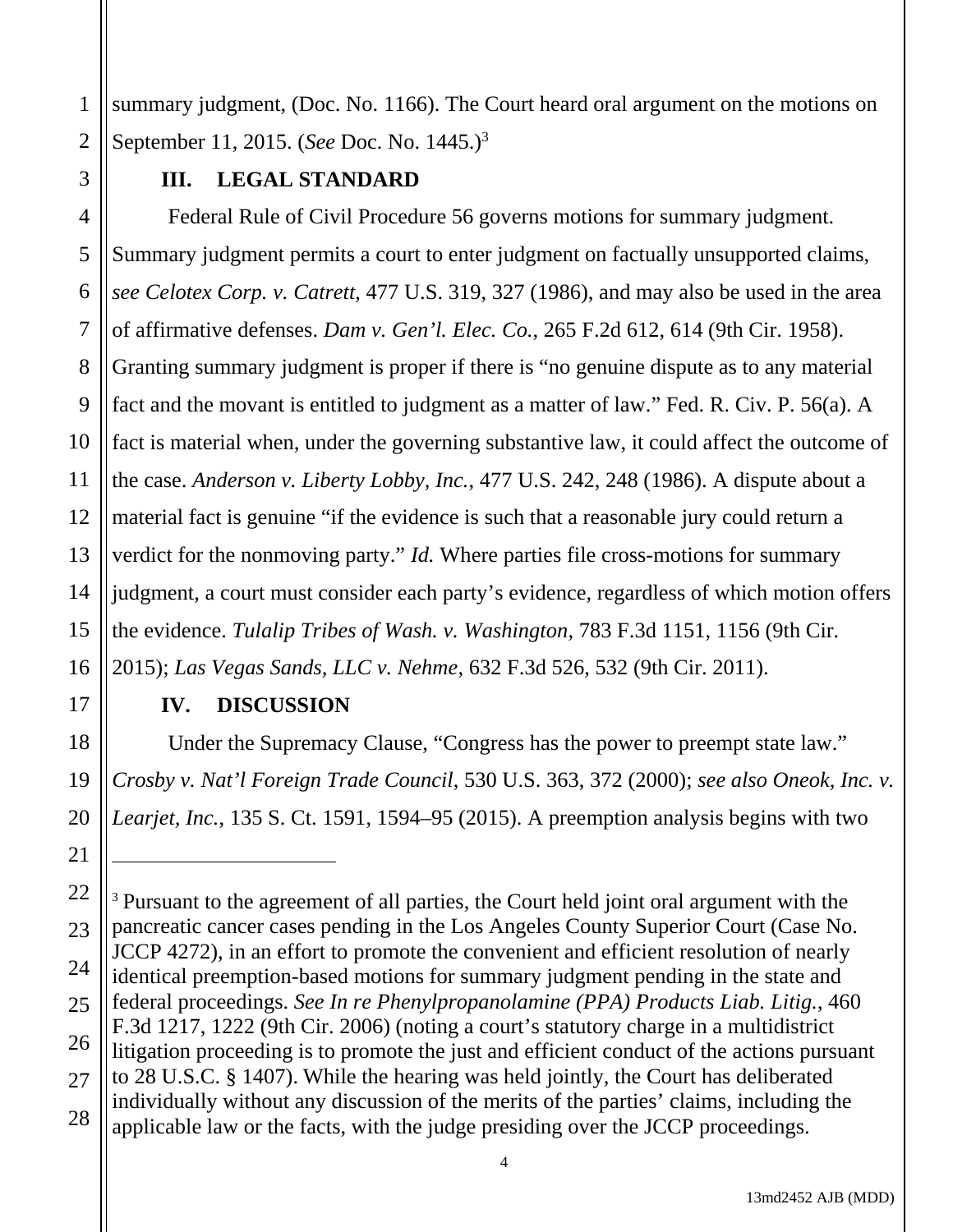summary judgment, (Doc. No. 1166). The Court heard oral argument on the motions on September 11, 2015. (*See* Doc. No. 1445.)[3]

## III. LEGAL STANDARD

Federal Rule of Civil Procedure 56 governs motions for summary judgment. Summary judgment permits a court to enter judgment on factually unsupported claims, *see Celotex Corp. v. Catrett*, 477 U.S. 319, 327 (1986), and may also be used in the area of affirmative defenses. *Dam v. Gen'l. Elec. Co.*, 265 F.2d 612, 614 (9th Cir. 1958). Granting summary judgment is proper if there is "no genuine dispute as to any material fact and the movant is entitled to judgment as a matter of law." Fed. R. Civ. P. 56(a). A fact is material when, under the governing substantive law, it could affect the outcome of the case. *Anderson v. Liberty Lobby, Inc.*, 477 U.S. 242, 248 (1986). A dispute about a material fact is genuine "if the evidence is such that a reasonable jury could return a verdict for the nonmoving party." *Id.* Where parties file cross-motions for summary judgment, a court must consider each party's evidence, regardless of which motion offers the evidence. *Tulalip Tribes of Wash. v. Washington*, 783 F.3d 1151, 1156 (9th Cir. 2015); *Las Vegas Sands, LLC v. Nehme*, 632 F.3d 526, 532 (9th Cir. 2011).

## IV. DISCUSSION

Under the Supremacy Clause, "Congress has the power to preempt state law." *Crosby v. Nat'l Foreign Trade Council*, 530 U.S. 363, 372 (2000); *see also Oneok, Inc. v. Learjet, Inc.*, 135 S. Ct. 1591, 1594–95 (2015). A preemption analysis begins with two

---

[3] Pursuant to the agreement of all parties, the Court held joint oral argument with the pancreatic cancer cases pending in the Los Angeles County Superior Court (Case No. JCCP 4272), in an effort to promote the convenient and efficient resolution of nearly identical preemption-based motions for summary judgment pending in the state and federal proceedings. *See In re Phenylpropanolamine (PPA) Products Liab. Litig.*, 460 F.3d 1217, 1222 (9th Cir. 2006) (noting a court's statutory charge in a multidistrict litigation proceeding is to promote the just and efficient conduct of the actions pursuant to 28 U.S.C. § 1407). While the hearing was held jointly, the Court has deliberated individually without any discussion of the merits of the parties' claims, including the applicable law or the facts, with the judge presiding over the JCCP proceedings.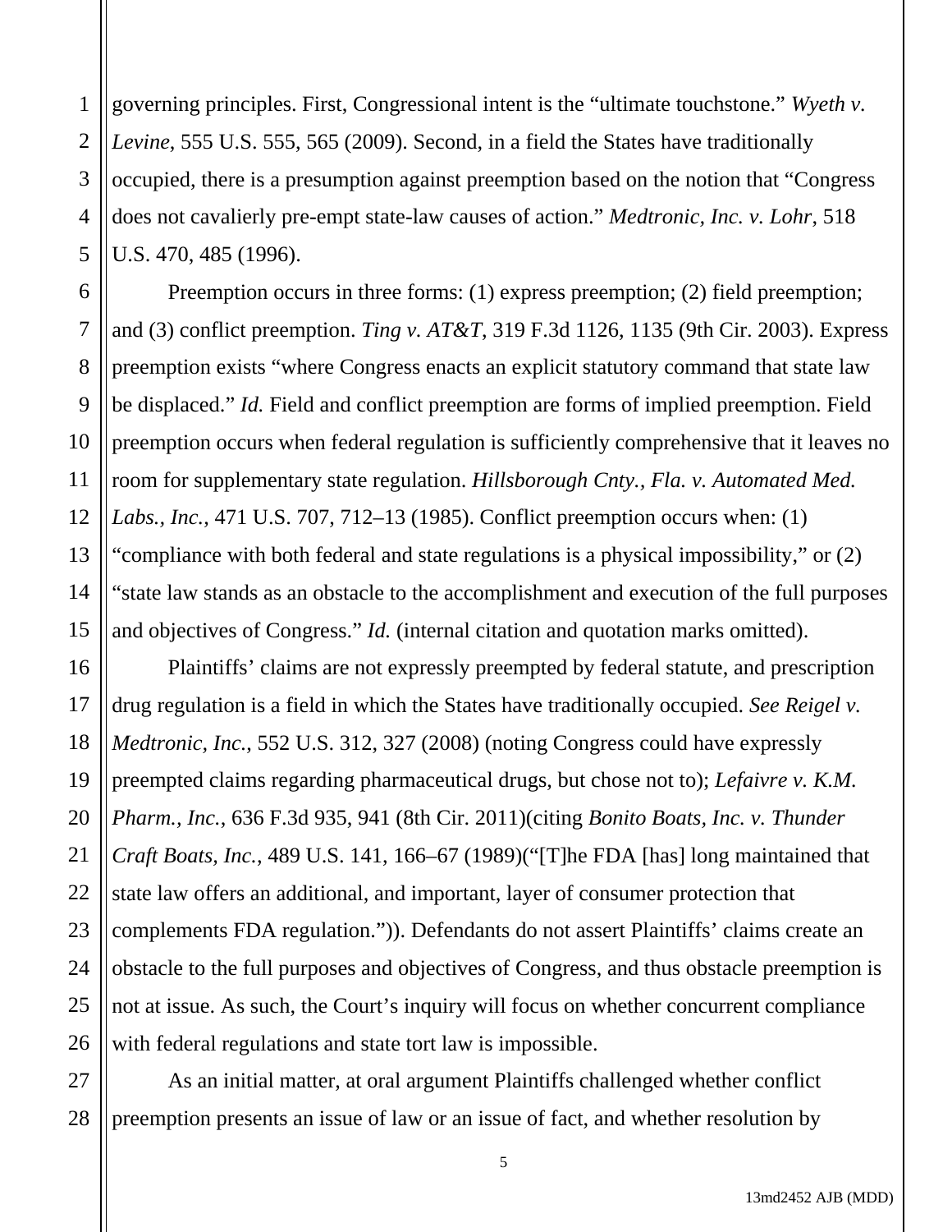governing principles. First, Congressional intent is the "ultimate touchstone." *Wyeth v. Levine*, 555 U.S. 555, 565 (2009). Second, in a field the States have traditionally occupied, there is a presumption against preemption based on the notion that "Congress does not cavalierly pre-empt state-law causes of action." *Medtronic, Inc. v. Lohr*, 518 U.S. 470, 485 (1996).

Preemption occurs in three forms: (1) express preemption; (2) field preemption; and (3) conflict preemption. *Ting v. AT&T*, 319 F.3d 1126, 1135 (9th Cir. 2003). Express preemption exists "where Congress enacts an explicit statutory command that state law be displaced." *Id.* Field and conflict preemption are forms of implied preemption. Field preemption occurs when federal regulation is sufficiently comprehensive that it leaves no room for supplementary state regulation. *Hillsborough Cnty., Fla. v. Automated Med. Labs., Inc.*, 471 U.S. 707, 712–13 (1985). Conflict preemption occurs when: (1) "compliance with both federal and state regulations is a physical impossibility," or (2) "state law stands as an obstacle to the accomplishment and execution of the full purposes and objectives of Congress." *Id.* (internal citation and quotation marks omitted).

Plaintiffs' claims are not expressly preempted by federal statute, and prescription drug regulation is a field in which the States have traditionally occupied. *See Reigel v. Medtronic, Inc.*, 552 U.S. 312, 327 (2008) (noting Congress could have expressly preempted claims regarding pharmaceutical drugs, but chose not to); *Lefaivre v. K.M. Pharm., Inc.*, 636 F.3d 935, 941 (8th Cir. 2011)(citing *Bonito Boats, Inc. v. Thunder Craft Boats, Inc.*, 489 U.S. 141, 166–67 (1989)("[T]he FDA [has] long maintained that state law offers an additional, and important, layer of consumer protection that complements FDA regulation.")). Defendants do not assert Plaintiffs' claims create an obstacle to the full purposes and objectives of Congress, and thus obstacle preemption is not at issue. As such, the Court's inquiry will focus on whether concurrent compliance with federal regulations and state tort law is impossible.

As an initial matter, at oral argument Plaintiffs challenged whether conflict preemption presents an issue of law or an issue of fact, and whether resolution by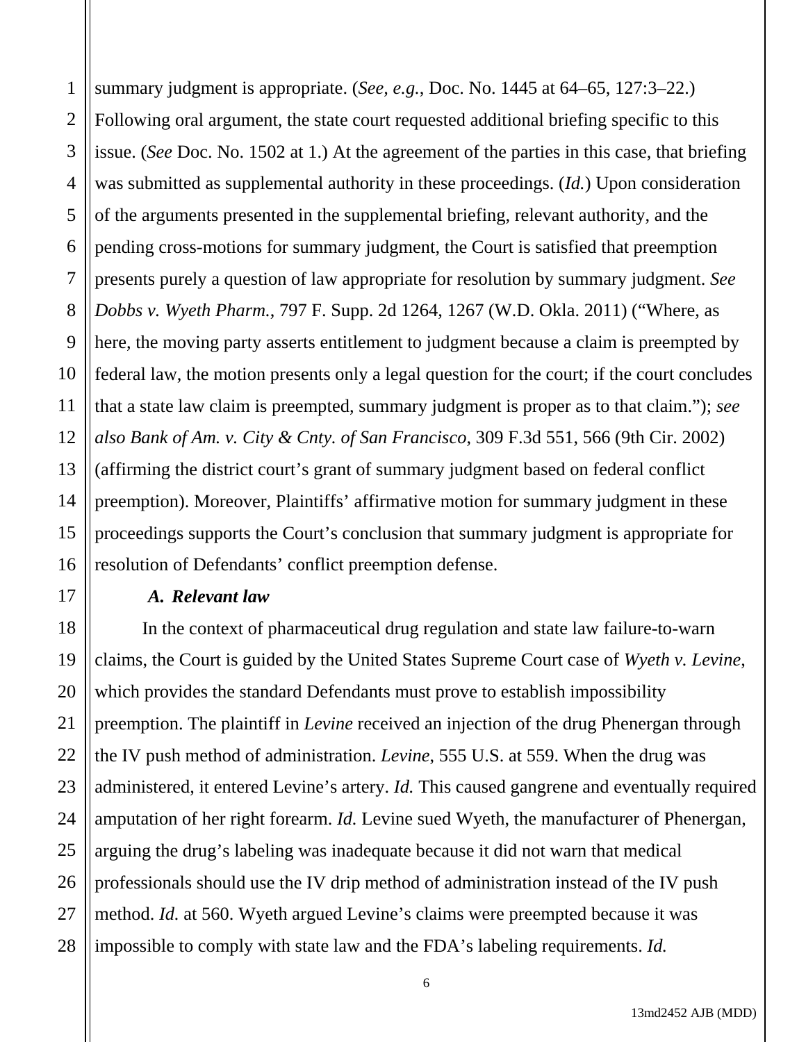summary judgment is appropriate. (*See, e.g.*, Doc. No. 1445 at 64–65, 127:3–22.) Following oral argument, the state court requested additional briefing specific to this issue. (*See* Doc. No. 1502 at 1.) At the agreement of the parties in this case, that briefing was submitted as supplemental authority in these proceedings. (*Id.*) Upon consideration of the arguments presented in the supplemental briefing, relevant authority, and the pending cross-motions for summary judgment, the Court is satisfied that preemption presents purely a question of law appropriate for resolution by summary judgment. *See Dobbs v. Wyeth Pharm.*, 797 F. Supp. 2d 1264, 1267 (W.D. Okla. 2011) ("Where, as here, the moving party asserts entitlement to judgment because a claim is preempted by federal law, the motion presents only a legal question for the court; if the court concludes that a state law claim is preempted, summary judgment is proper as to that claim."); *see also Bank of Am. v. City & Cnty. of San Francisco*, 309 F.3d 551, 566 (9th Cir. 2002) (affirming the district court's grant of summary judgment based on federal conflict preemption). Moreover, Plaintiffs' affirmative motion for summary judgment in these proceedings supports the Court's conclusion that summary judgment is appropriate for resolution of Defendants' conflict preemption defense.

### *A. Relevant law*

In the context of pharmaceutical drug regulation and state law failure-to-warn claims, the Court is guided by the United States Supreme Court case of *Wyeth v. Levine*, which provides the standard Defendants must prove to establish impossibility preemption. The plaintiff in *Levine* received an injection of the drug Phenergan through the IV push method of administration. *Levine*, 555 U.S. at 559. When the drug was administered, it entered Levine's artery. *Id.* This caused gangrene and eventually required amputation of her right forearm. *Id.* Levine sued Wyeth, the manufacturer of Phenergan, arguing the drug's labeling was inadequate because it did not warn that medical professionals should use the IV drip method of administration instead of the IV push method. *Id.* at 560. Wyeth argued Levine's claims were preempted because it was impossible to comply with state law and the FDA's labeling requirements. *Id.*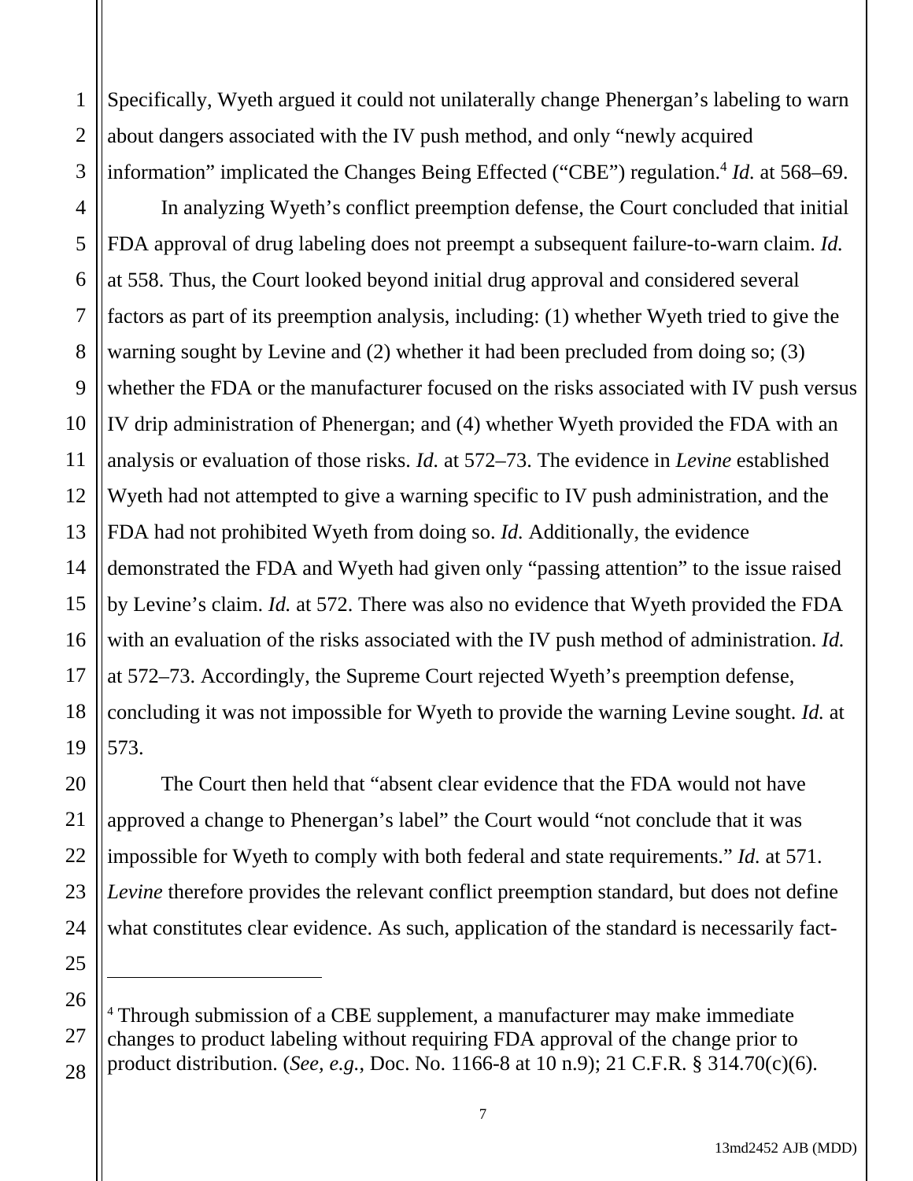Specifically, Wyeth argued it could not unilaterally change Phenergan's labeling to warn about dangers associated with the IV push method, and only "newly acquired information" implicated the Changes Being Effected ("CBE") regulation.[4] *Id.* at 568–69.

In analyzing Wyeth's conflict preemption defense, the Court concluded that initial FDA approval of drug labeling does not preempt a subsequent failure-to-warn claim. *Id.* at 558. Thus, the Court looked beyond initial drug approval and considered several factors as part of its preemption analysis, including: (1) whether Wyeth tried to give the warning sought by Levine and (2) whether it had been precluded from doing so; (3) whether the FDA or the manufacturer focused on the risks associated with IV push versus IV drip administration of Phenergan; and (4) whether Wyeth provided the FDA with an analysis or evaluation of those risks. *Id.* at 572–73. The evidence in *Levine* established Wyeth had not attempted to give a warning specific to IV push administration, and the FDA had not prohibited Wyeth from doing so. *Id.* Additionally, the evidence demonstrated the FDA and Wyeth had given only "passing attention" to the issue raised by Levine's claim. *Id.* at 572. There was also no evidence that Wyeth provided the FDA with an evaluation of the risks associated with the IV push method of administration. *Id.* at 572–73. Accordingly, the Supreme Court rejected Wyeth's preemption defense, concluding it was not impossible for Wyeth to provide the warning Levine sought. *Id.* at 573.

The Court then held that "absent clear evidence that the FDA would not have approved a change to Phenergan's label" the Court would "not conclude that it was impossible for Wyeth to comply with both federal and state requirements." *Id.* at 571. *Levine* therefore provides the relevant conflict preemption standard, but does not define what constitutes clear evidence. As such, application of the standard is necessarily fact-

---

[4] Through submission of a CBE supplement, a manufacturer may make immediate changes to product labeling without requiring FDA approval of the change prior to product distribution. (*See, e.g.*, Doc. No. 1166-8 at 10 n.9); 21 C.F.R. § 314.70(c)(6).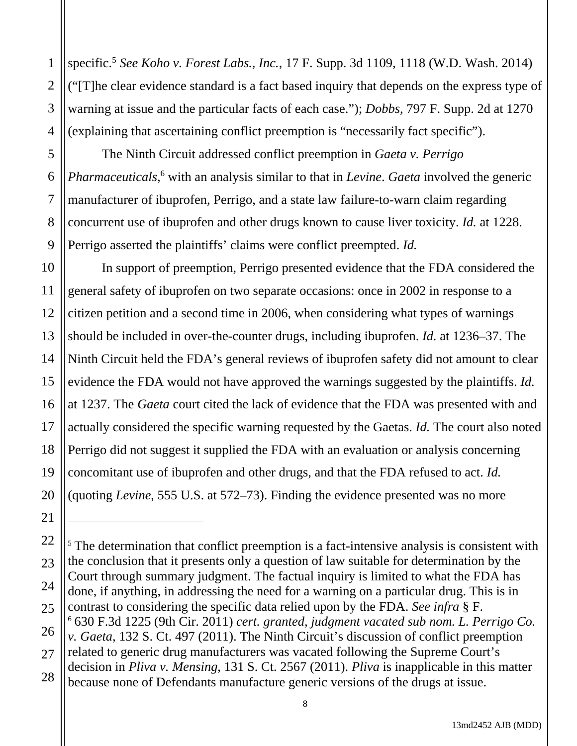specific.[5] *See Koho v. Forest Labs., Inc.*, 17 F. Supp. 3d 1109, 1118 (W.D. Wash. 2014) ("[T]he clear evidence standard is a fact based inquiry that depends on the express type of warning at issue and the particular facts of each case."); *Dobbs*, 797 F. Supp. 2d at 1270 (explaining that ascertaining conflict preemption is "necessarily fact specific").

The Ninth Circuit addressed conflict preemption in *Gaeta v. Perrigo Pharmaceuticals*,[6] with an analysis similar to that in *Levine*. *Gaeta* involved the generic manufacturer of ibuprofen, Perrigo, and a state law failure-to-warn claim regarding concurrent use of ibuprofen and other drugs known to cause liver toxicity. *Id.* at 1228. Perrigo asserted the plaintiffs' claims were conflict preempted. *Id.*

In support of preemption, Perrigo presented evidence that the FDA considered the general safety of ibuprofen on two separate occasions: once in 2002 in response to a citizen petition and a second time in 2006, when considering what types of warnings should be included in over-the-counter drugs, including ibuprofen. *Id.* at 1236–37. The Ninth Circuit held the FDA's general reviews of ibuprofen safety did not amount to clear evidence the FDA would not have approved the warnings suggested by the plaintiffs. *Id.* at 1237. The *Gaeta* court cited the lack of evidence that the FDA was presented with and actually considered the specific warning requested by the Gaetas. *Id.* The court also noted Perrigo did not suggest it supplied the FDA with an evaluation or analysis concerning concomitant use of ibuprofen and other drugs, and that the FDA refused to act. *Id.* (quoting *Levine*, 555 U.S. at 572–73). Finding the evidence presented was no more

---

[5] The determination that conflict preemption is a fact-intensive analysis is consistent with the conclusion that it presents only a question of law suitable for determination by the Court through summary judgment. The factual inquiry is limited to what the FDA has done, if anything, in addressing the need for a warning on a particular drug. This is in contrast to considering the specific data relied upon by the FDA. *See infra* § F.

[6] 630 F.3d 1225 (9th Cir. 2011) *cert. granted, judgment vacated sub nom. L. Perrigo Co. v. Gaeta*, 132 S. Ct. 497 (2011). The Ninth Circuit's discussion of conflict preemption related to generic drug manufacturers was vacated following the Supreme Court's decision in *Pliva v. Mensing*, 131 S. Ct. 2567 (2011). *Pliva* is inapplicable in this matter because none of Defendants manufacture generic versions of the drugs at issue.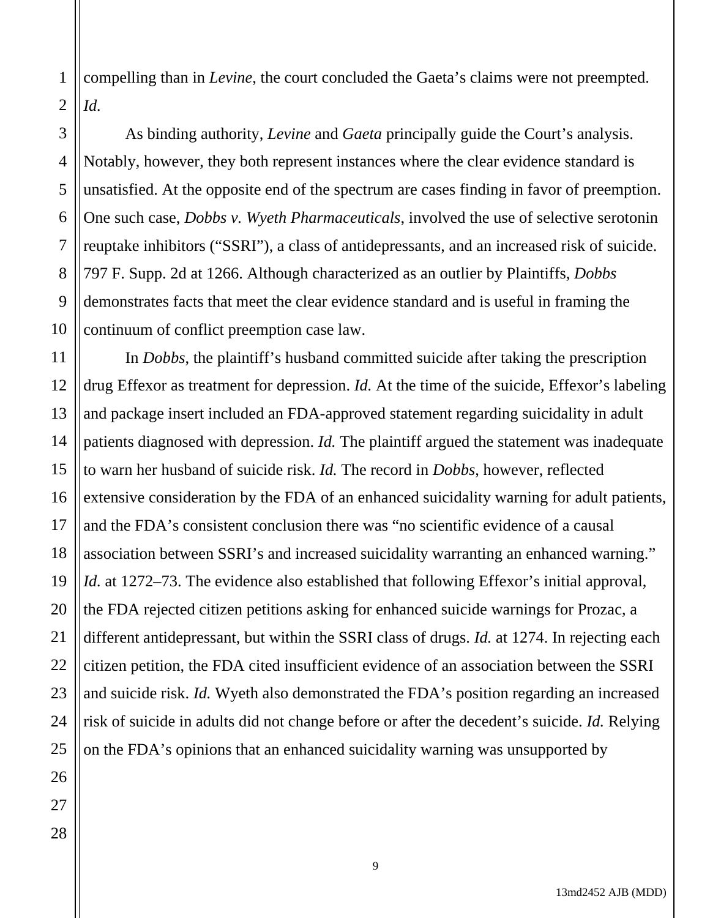compelling than in *Levine*, the court concluded the Gaeta's claims were not preempted. *Id.*

As binding authority, *Levine* and *Gaeta* principally guide the Court's analysis. Notably, however, they both represent instances where the clear evidence standard is unsatisfied. At the opposite end of the spectrum are cases finding in favor of preemption. One such case, *Dobbs v. Wyeth Pharmaceuticals*, involved the use of selective serotonin reuptake inhibitors ("SSRI"), a class of antidepressants, and an increased risk of suicide. 797 F. Supp. 2d at 1266. Although characterized as an outlier by Plaintiffs, *Dobbs* demonstrates facts that meet the clear evidence standard and is useful in framing the continuum of conflict preemption case law.

In *Dobbs*, the plaintiff's husband committed suicide after taking the prescription drug Effexor as treatment for depression. *Id.* At the time of the suicide, Effexor's labeling and package insert included an FDA-approved statement regarding suicidality in adult patients diagnosed with depression. *Id.* The plaintiff argued the statement was inadequate to warn her husband of suicide risk. *Id.* The record in *Dobbs*, however, reflected extensive consideration by the FDA of an enhanced suicidality warning for adult patients, and the FDA's consistent conclusion there was "no scientific evidence of a causal association between SSRI's and increased suicidality warranting an enhanced warning." *Id.* at 1272–73. The evidence also established that following Effexor's initial approval, the FDA rejected citizen petitions asking for enhanced suicide warnings for Prozac, a different antidepressant, but within the SSRI class of drugs. *Id.* at 1274. In rejecting each citizen petition, the FDA cited insufficient evidence of an association between the SSRI and suicide risk. *Id.* Wyeth also demonstrated the FDA's position regarding an increased risk of suicide in adults did not change before or after the decedent's suicide. *Id.* Relying on the FDA's opinions that an enhanced suicidality warning was unsupported by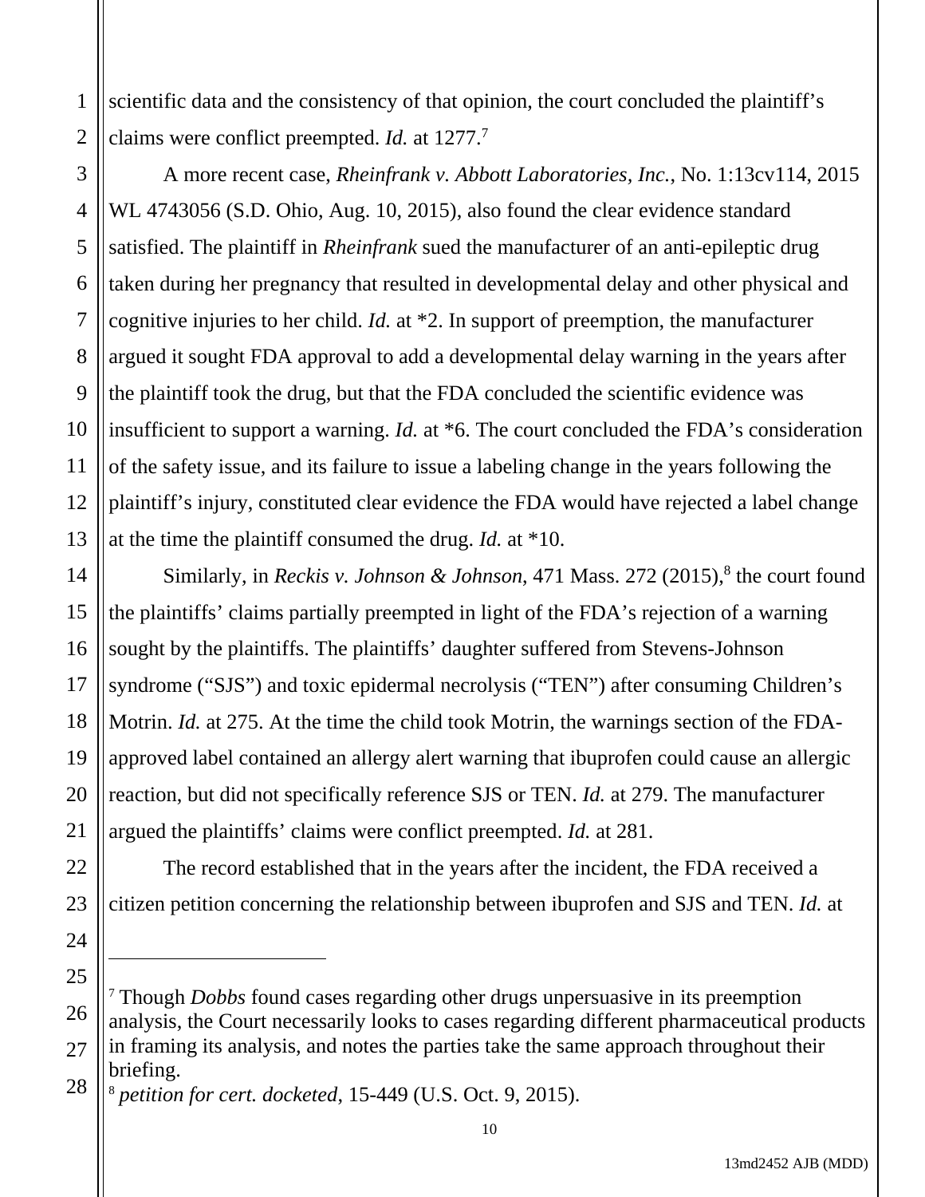scientific data and the consistency of that opinion, the court concluded the plaintiff's claims were conflict preempted. *Id.* at 1277.[7]

A more recent case, *Rheinfrank v. Abbott Laboratories, Inc.*, No. 1:13cv114, 2015 WL 4743056 (S.D. Ohio, Aug. 10, 2015), also found the clear evidence standard satisfied. The plaintiff in *Rheinfrank* sued the manufacturer of an anti-epileptic drug taken during her pregnancy that resulted in developmental delay and other physical and cognitive injuries to her child. *Id.* at *2. In support of preemption, the manufacturer argued it sought FDA approval to add a developmental delay warning in the years after the plaintiff took the drug, but that the FDA concluded the scientific evidence was insufficient to support a warning. *Id.* at *6. The court concluded the FDA's consideration of the safety issue, and its failure to issue a labeling change in the years following the plaintiff's injury, constituted clear evidence the FDA would have rejected a label change at the time the plaintiff consumed the drug. *Id.* at *10.

Similarly, in *Reckis v. Johnson & Johnson*, 471 Mass. 272 (2015),[8] the court found the plaintiffs' claims partially preempted in light of the FDA's rejection of a warning sought by the plaintiffs. The plaintiffs' daughter suffered from Stevens-Johnson syndrome ("SJS") and toxic epidermal necrolysis ("TEN") after consuming Children's Motrin. *Id.* at 275. At the time the child took Motrin, the warnings section of the FDA-approved label contained an allergy alert warning that ibuprofen could cause an allergic reaction, but did not specifically reference SJS or TEN. *Id.* at 279. The manufacturer argued the plaintiffs' claims were conflict preempted. *Id.* at 281.

The record established that in the years after the incident, the FDA received a citizen petition concerning the relationship between ibuprofen and SJS and TEN. *Id.* at

---

[7] Though *Dobbs* found cases regarding other drugs unpersuasive in its preemption analysis, the Court necessarily looks to cases regarding different pharmaceutical products in framing its analysis, and notes the parties take the same approach throughout their briefing.

[8] *petition for cert. docketed*, 15-449 (U.S. Oct. 9, 2015).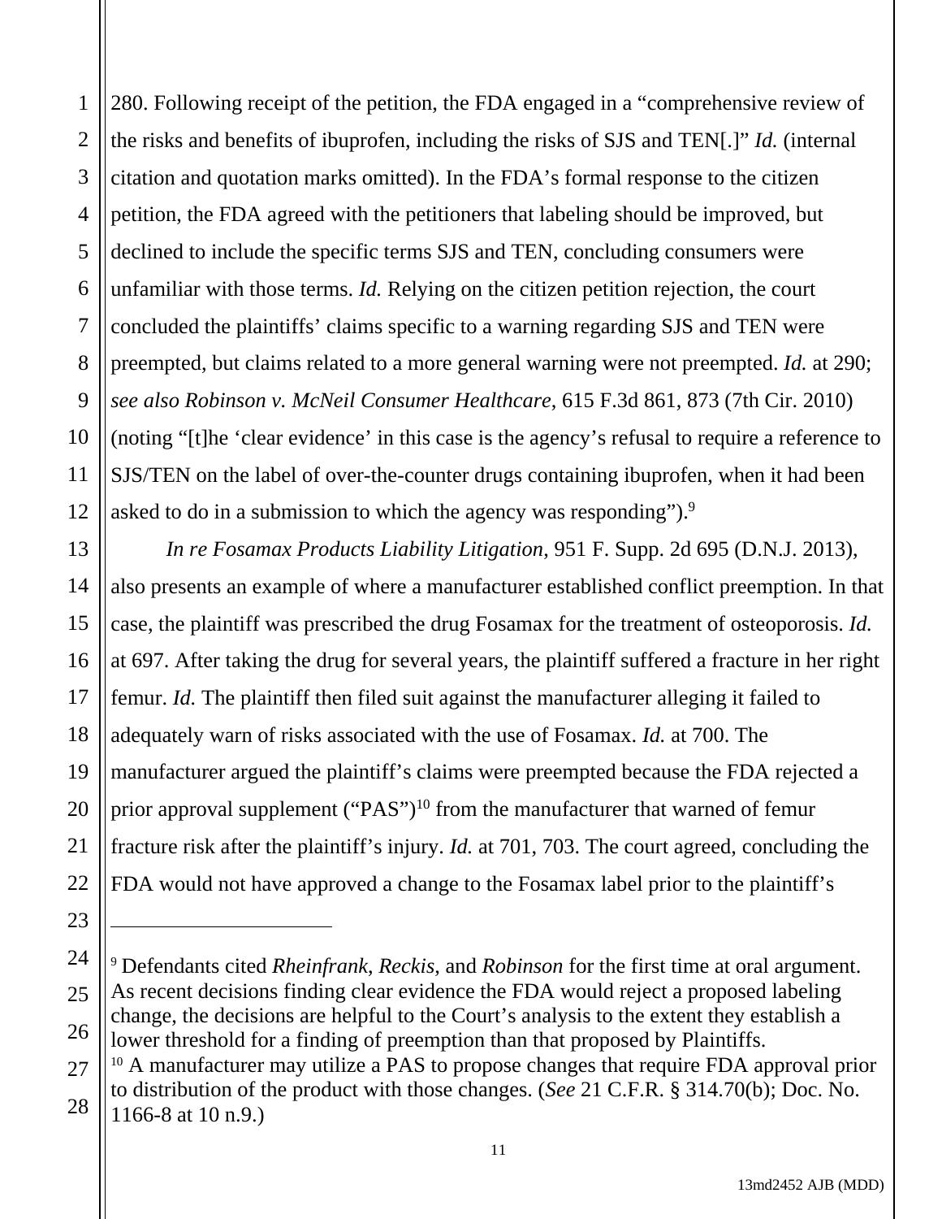280. Following receipt of the petition, the FDA engaged in a "comprehensive review of the risks and benefits of ibuprofen, including the risks of SJS and TEN[.]" *Id.* (internal citation and quotation marks omitted). In the FDA's formal response to the citizen petition, the FDA agreed with the petitioners that labeling should be improved, but declined to include the specific terms SJS and TEN, concluding consumers were unfamiliar with those terms. *Id.* Relying on the citizen petition rejection, the court concluded the plaintiffs' claims specific to a warning regarding SJS and TEN were preempted, but claims related to a more general warning were not preempted. *Id.* at 290; *see also Robinson v. McNeil Consumer Healthcare*, 615 F.3d 861, 873 (7th Cir. 2010) (noting "[t]he 'clear evidence' in this case is the agency's refusal to require a reference to SJS/TEN on the label of over-the-counter drugs containing ibuprofen, when it had been asked to do in a submission to which the agency was responding").[9]

*In re Fosamax Products Liability Litigation*, 951 F. Supp. 2d 695 (D.N.J. 2013), also presents an example of where a manufacturer established conflict preemption. In that case, the plaintiff was prescribed the drug Fosamax for the treatment of osteoporosis. *Id.* at 697. After taking the drug for several years, the plaintiff suffered a fracture in her right femur. *Id.* The plaintiff then filed suit against the manufacturer alleging it failed to adequately warn of risks associated with the use of Fosamax. *Id.* at 700. The manufacturer argued the plaintiff's claims were preempted because the FDA rejected a prior approval supplement ("PAS")[10] from the manufacturer that warned of femur fracture risk after the plaintiff's injury. *Id.* at 701, 703. The court agreed, concluding the FDA would not have approved a change to the Fosamax label prior to the plaintiff's

---

[9] Defendants cited *Rheinfrank*, *Reckis*, and *Robinson* for the first time at oral argument. As recent decisions finding clear evidence the FDA would reject a proposed labeling change, the decisions are helpful to the Court's analysis to the extent they establish a lower threshold for a finding of preemption than that proposed by Plaintiffs.

[10] A manufacturer may utilize a PAS to propose changes that require FDA approval prior to distribution of the product with those changes. (*See* 21 C.F.R. § 314.70(b); Doc. No. 1166-8 at 10 n.9.)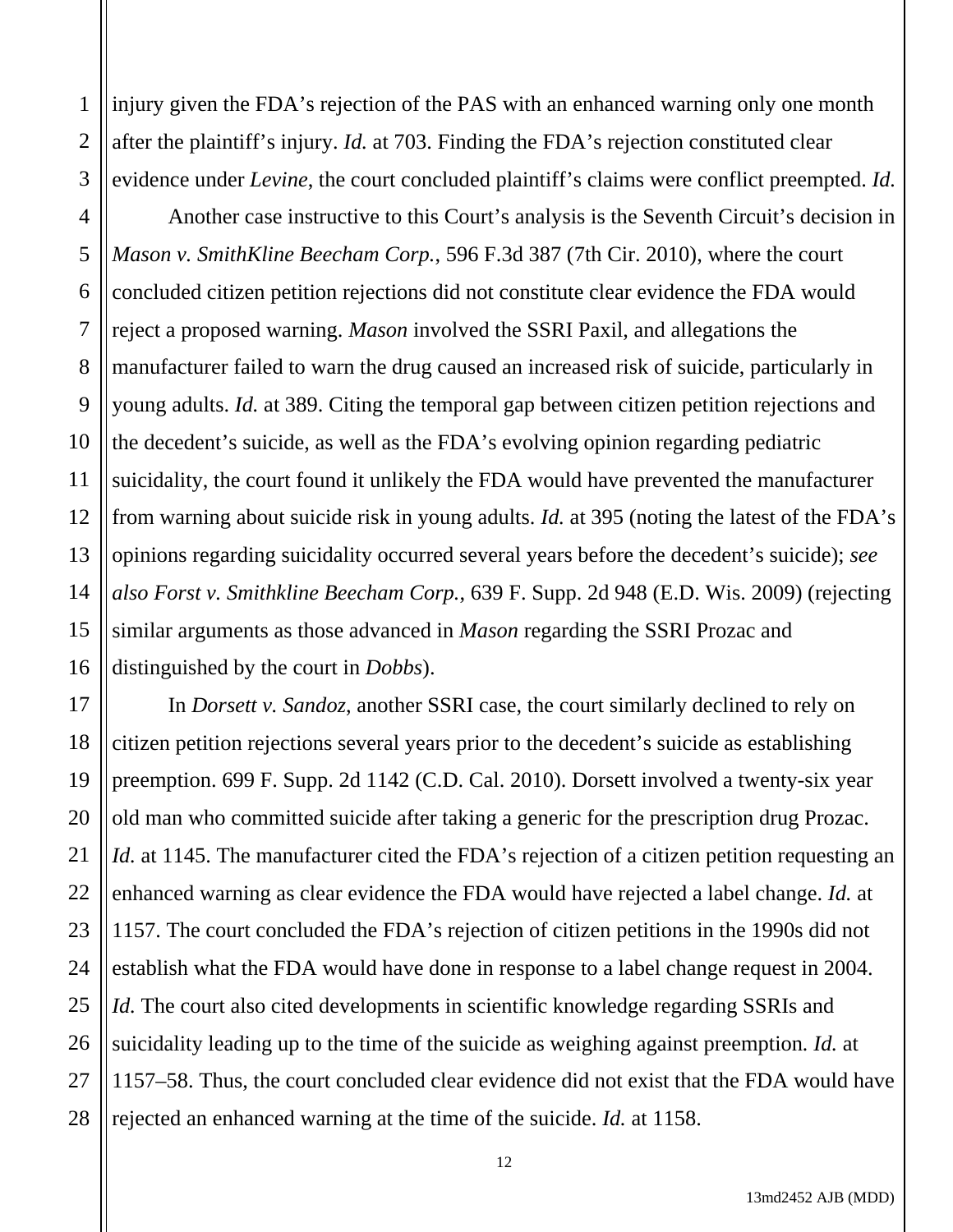injury given the FDA's rejection of the PAS with an enhanced warning only one month after the plaintiff's injury. *Id.* at 703. Finding the FDA's rejection constituted clear evidence under *Levine*, the court concluded plaintiff's claims were conflict preempted. *Id.*

Another case instructive to this Court's analysis is the Seventh Circuit's decision in *Mason v. SmithKline Beecham Corp.*, 596 F.3d 387 (7th Cir. 2010), where the court concluded citizen petition rejections did not constitute clear evidence the FDA would reject a proposed warning. *Mason* involved the SSRI Paxil, and allegations the manufacturer failed to warn the drug caused an increased risk of suicide, particularly in young adults. *Id.* at 389. Citing the temporal gap between citizen petition rejections and the decedent's suicide, as well as the FDA's evolving opinion regarding pediatric suicidality, the court found it unlikely the FDA would have prevented the manufacturer from warning about suicide risk in young adults. *Id.* at 395 (noting the latest of the FDA's opinions regarding suicidality occurred several years before the decedent's suicide); *see also Forst v. Smithkline Beecham Corp.*, 639 F. Supp. 2d 948 (E.D. Wis. 2009) (rejecting similar arguments as those advanced in *Mason* regarding the SSRI Prozac and distinguished by the court in *Dobbs*).

In *Dorsett v. Sandoz*, another SSRI case, the court similarly declined to rely on citizen petition rejections several years prior to the decedent's suicide as establishing preemption. 699 F. Supp. 2d 1142 (C.D. Cal. 2010). Dorsett involved a twenty-six year old man who committed suicide after taking a generic for the prescription drug Prozac. *Id.* at 1145. The manufacturer cited the FDA's rejection of a citizen petition requesting an enhanced warning as clear evidence the FDA would have rejected a label change. *Id.* at 1157. The court concluded the FDA's rejection of citizen petitions in the 1990s did not establish what the FDA would have done in response to a label change request in 2004. *Id.* The court also cited developments in scientific knowledge regarding SSRIs and suicidality leading up to the time of the suicide as weighing against preemption. *Id.* at 1157–58. Thus, the court concluded clear evidence did not exist that the FDA would have rejected an enhanced warning at the time of the suicide. *Id.* at 1158.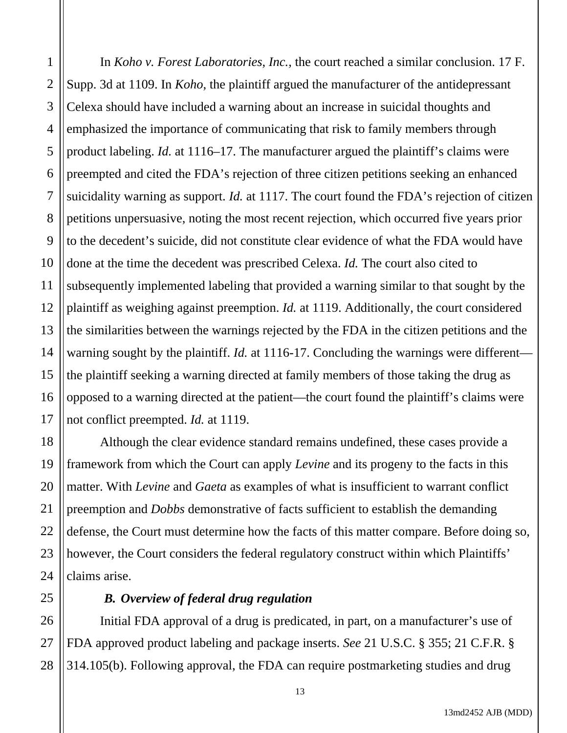In *Koho v. Forest Laboratories, Inc.*, the court reached a similar conclusion. 17 F. Supp. 3d at 1109. In *Koho*, the plaintiff argued the manufacturer of the antidepressant Celexa should have included a warning about an increase in suicidal thoughts and emphasized the importance of communicating that risk to family members through product labeling. *Id.* at 1116–17. The manufacturer argued the plaintiff's claims were preempted and cited the FDA's rejection of three citizen petitions seeking an enhanced suicidality warning as support. *Id.* at 1117. The court found the FDA's rejection of citizen petitions unpersuasive, noting the most recent rejection, which occurred five years prior to the decedent's suicide, did not constitute clear evidence of what the FDA would have done at the time the decedent was prescribed Celexa. *Id.* The court also cited to subsequently implemented labeling that provided a warning similar to that sought by the plaintiff as weighing against preemption. *Id.* at 1119. Additionally, the court considered the similarities between the warnings rejected by the FDA in the citizen petitions and the warning sought by the plaintiff. *Id.* at 1116-17. Concluding the warnings were different—the plaintiff seeking a warning directed at family members of those taking the drug as opposed to a warning directed at the patient—the court found the plaintiff's claims were not conflict preempted. *Id.* at 1119.

Although the clear evidence standard remains undefined, these cases provide a framework from which the Court can apply *Levine* and its progeny to the facts in this matter. With *Levine* and *Gaeta* as examples of what is insufficient to warrant conflict preemption and *Dobbs* demonstrative of facts sufficient to establish the demanding defense, the Court must determine how the facts of this matter compare. Before doing so, however, the Court considers the federal regulatory construct within which Plaintiffs' claims arise.

### B. Overview of federal drug regulation

Initial FDA approval of a drug is predicated, in part, on a manufacturer's use of FDA approved product labeling and package inserts. *See* 21 U.S.C. § 355; 21 C.F.R. § 314.105(b). Following approval, the FDA can require postmarketing studies and drug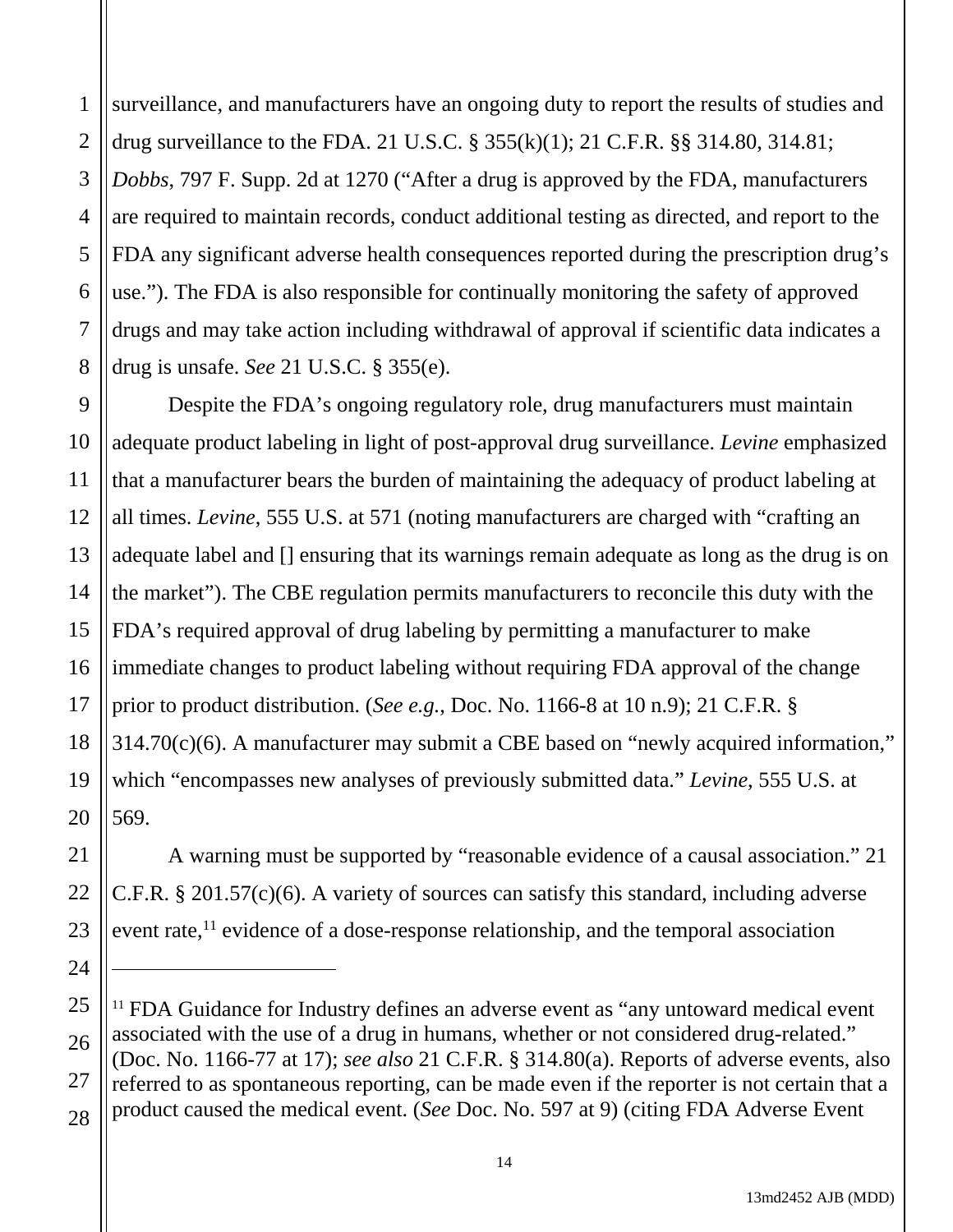surveillance, and manufacturers have an ongoing duty to report the results of studies and drug surveillance to the FDA. 21 U.S.C. § 355(k)(1); 21 C.F.R. §§ 314.80, 314.81; *Dobbs*, 797 F. Supp. 2d at 1270 ("After a drug is approved by the FDA, manufacturers are required to maintain records, conduct additional testing as directed, and report to the FDA any significant adverse health consequences reported during the prescription drug's use."). The FDA is also responsible for continually monitoring the safety of approved drugs and may take action including withdrawal of approval if scientific data indicates a drug is unsafe. *See* 21 U.S.C. § 355(e).

Despite the FDA's ongoing regulatory role, drug manufacturers must maintain adequate product labeling in light of post-approval drug surveillance. *Levine* emphasized that a manufacturer bears the burden of maintaining the adequacy of product labeling at all times. *Levine*, 555 U.S. at 571 (noting manufacturers are charged with "crafting an adequate label and [] ensuring that its warnings remain adequate as long as the drug is on the market"). The CBE regulation permits manufacturers to reconcile this duty with the FDA's required approval of drug labeling by permitting a manufacturer to make immediate changes to product labeling without requiring FDA approval of the change prior to product distribution. (*See e.g.*, Doc. No. 1166-8 at 10 n.9); 21 C.F.R. § 314.70(c)(6). A manufacturer may submit a CBE based on "newly acquired information," which "encompasses new analyses of previously submitted data." *Levine*, 555 U.S. at 569.

A warning must be supported by "reasonable evidence of a causal association." 21 C.F.R. § 201.57(c)(6). A variety of sources can satisfy this standard, including adverse event rate,[11] evidence of a dose-response relationship, and the temporal association

---

[11] FDA Guidance for Industry defines an adverse event as "any untoward medical event associated with the use of a drug in humans, whether or not considered drug-related." (Doc. No. 1166-77 at 17); *see also* 21 C.F.R. § 314.80(a). Reports of adverse events, also referred to as spontaneous reporting, can be made even if the reporter is not certain that a product caused the medical event. (*See* Doc. No. 597 at 9) (citing FDA Adverse Event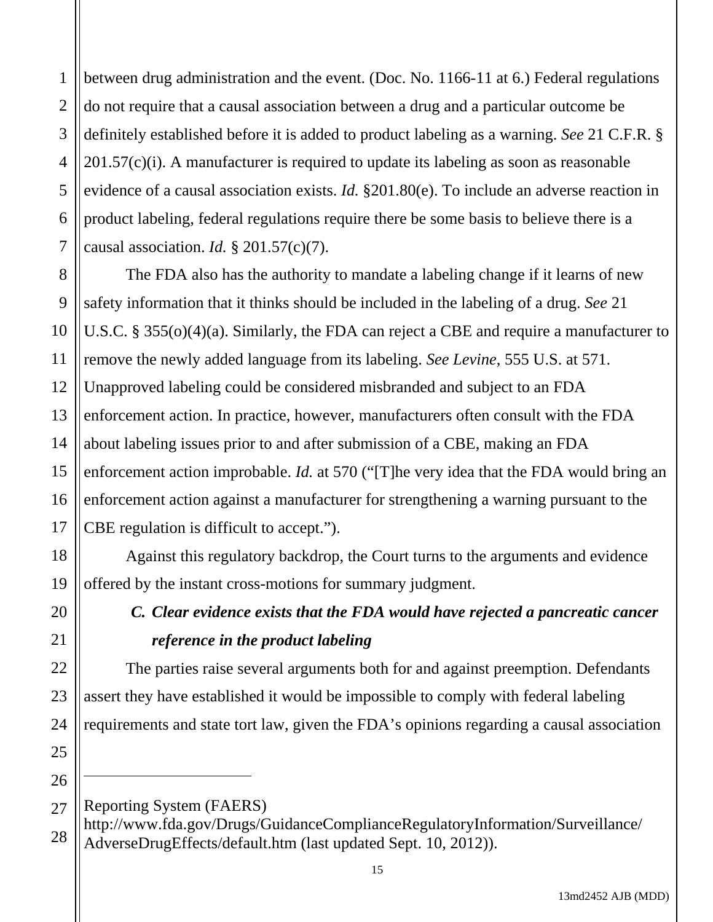between drug administration and the event. (Doc. No. 1166-11 at 6.) Federal regulations do not require that a causal association between a drug and a particular outcome be definitely established before it is added to product labeling as a warning. *See* 21 C.F.R. § 201.57(c)(i). A manufacturer is required to update its labeling as soon as reasonable evidence of a causal association exists. *Id.* §201.80(e). To include an adverse reaction in product labeling, federal regulations require there be some basis to believe there is a causal association. *Id.* § 201.57(c)(7).

The FDA also has the authority to mandate a labeling change if it learns of new safety information that it thinks should be included in the labeling of a drug. *See* 21 U.S.C. § 355(o)(4)(a). Similarly, the FDA can reject a CBE and require a manufacturer to remove the newly added language from its labeling. *See Levine*, 555 U.S. at 571. Unapproved labeling could be considered misbranded and subject to an FDA enforcement action. In practice, however, manufacturers often consult with the FDA about labeling issues prior to and after submission of a CBE, making an FDA enforcement action improbable. *Id.* at 570 ("[T]he very idea that the FDA would bring an enforcement action against a manufacturer for strengthening a warning pursuant to the CBE regulation is difficult to accept.").

Against this regulatory backdrop, the Court turns to the arguments and evidence offered by the instant cross-motions for summary judgment.

### *C. Clear evidence exists that the FDA would have rejected a pancreatic cancer reference in the product labeling*

The parties raise several arguments both for and against preemption. Defendants assert they have established it would be impossible to comply with federal labeling requirements and state tort law, given the FDA's opinions regarding a causal association

---

Reporting System (FAERS) http://www.fda.gov/Drugs/GuidanceComplianceRegulatoryInformation/Surveillance/AdverseDrugEffects/default.htm (last updated Sept. 10, 2012)).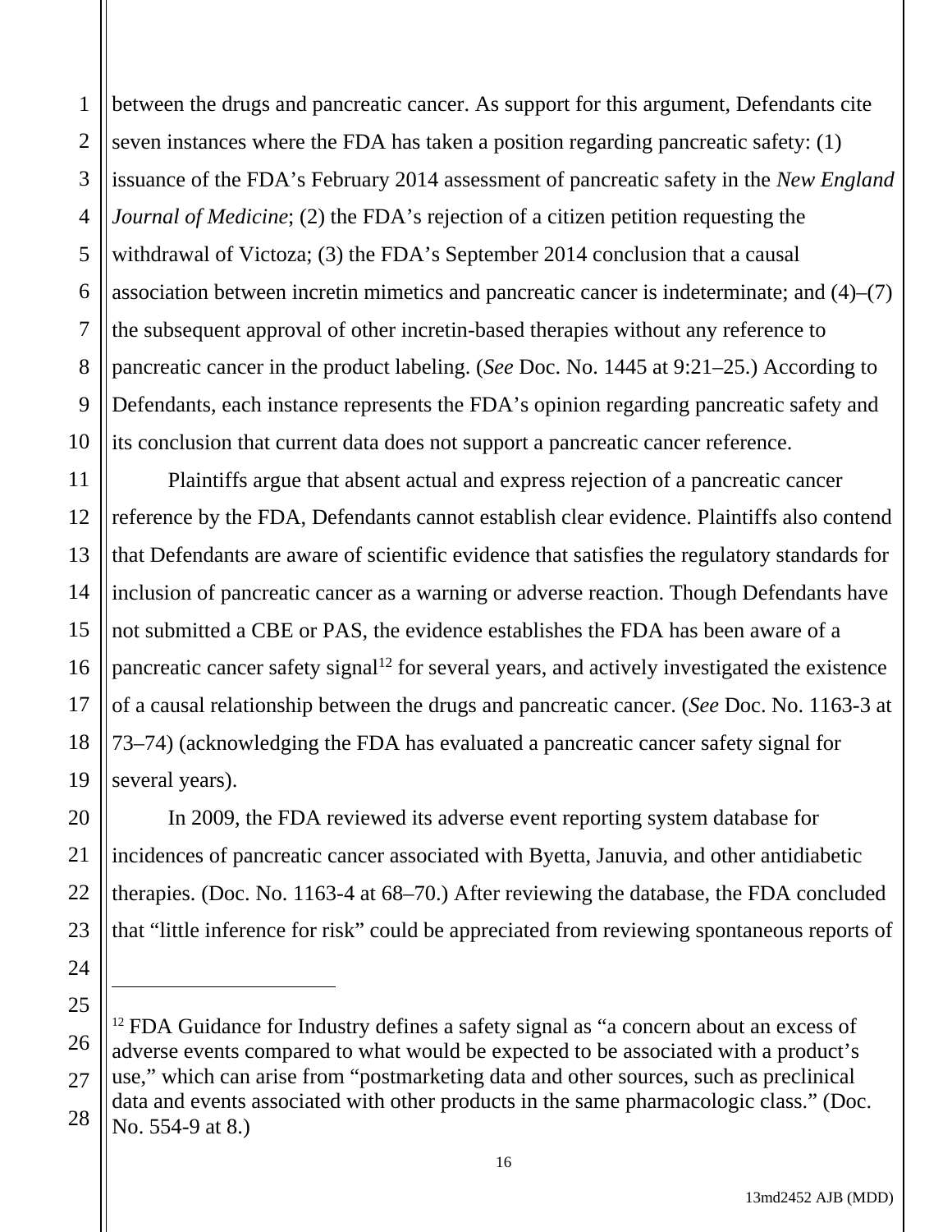between the drugs and pancreatic cancer. As support for this argument, Defendants cite seven instances where the FDA has taken a position regarding pancreatic safety: (1) issuance of the FDA's February 2014 assessment of pancreatic safety in the *New England Journal of Medicine*; (2) the FDA's rejection of a citizen petition requesting the withdrawal of Victoza; (3) the FDA's September 2014 conclusion that a causal association between incretin mimetics and pancreatic cancer is indeterminate; and (4)–(7) the subsequent approval of other incretin-based therapies without any reference to pancreatic cancer in the product labeling. (*See* Doc. No. 1445 at 9:21–25.) According to Defendants, each instance represents the FDA's opinion regarding pancreatic safety and its conclusion that current data does not support a pancreatic cancer reference.

Plaintiffs argue that absent actual and express rejection of a pancreatic cancer reference by the FDA, Defendants cannot establish clear evidence. Plaintiffs also contend that Defendants are aware of scientific evidence that satisfies the regulatory standards for inclusion of pancreatic cancer as a warning or adverse reaction. Though Defendants have not submitted a CBE or PAS, the evidence establishes the FDA has been aware of a pancreatic cancer safety signal[12] for several years, and actively investigated the existence of a causal relationship between the drugs and pancreatic cancer. (*See* Doc. No. 1163-3 at 73–74) (acknowledging the FDA has evaluated a pancreatic cancer safety signal for several years).

In 2009, the FDA reviewed its adverse event reporting system database for incidences of pancreatic cancer associated with Byetta, Januvia, and other antidiabetic therapies. (Doc. No. 1163-4 at 68–70.) After reviewing the database, the FDA concluded that "little inference for risk" could be appreciated from reviewing spontaneous reports of

---

[12] FDA Guidance for Industry defines a safety signal as "a concern about an excess of adverse events compared to what would be expected to be associated with a product's use," which can arise from "postmarketing data and other sources, such as preclinical data and events associated with other products in the same pharmacologic class." (Doc. No. 554-9 at 8.)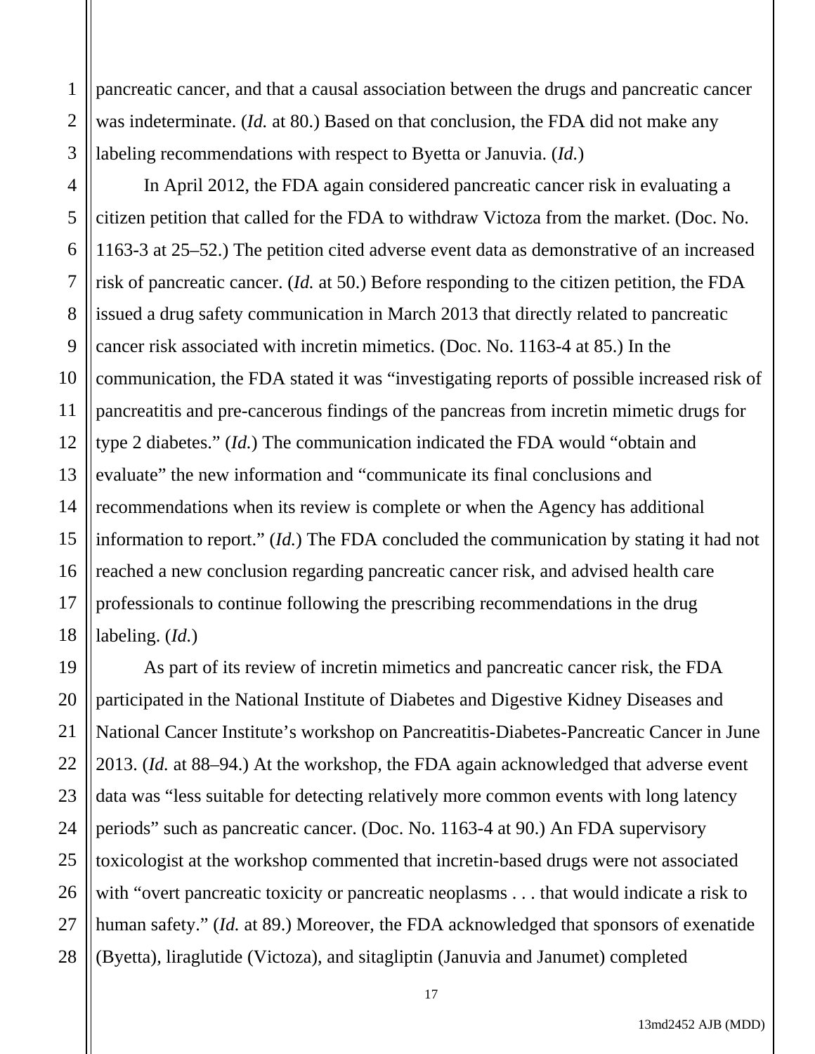pancreatic cancer, and that a causal association between the drugs and pancreatic cancer was indeterminate. (*Id.* at 80.) Based on that conclusion, the FDA did not make any labeling recommendations with respect to Byetta or Januvia. (*Id.*)

In April 2012, the FDA again considered pancreatic cancer risk in evaluating a citizen petition that called for the FDA to withdraw Victoza from the market. (Doc. No. 1163-3 at 25–52.) The petition cited adverse event data as demonstrative of an increased risk of pancreatic cancer. (*Id.* at 50.) Before responding to the citizen petition, the FDA issued a drug safety communication in March 2013 that directly related to pancreatic cancer risk associated with incretin mimetics. (Doc. No. 1163-4 at 85.) In the communication, the FDA stated it was "investigating reports of possible increased risk of pancreatitis and pre-cancerous findings of the pancreas from incretin mimetic drugs for type 2 diabetes." (*Id.*) The communication indicated the FDA would "obtain and evaluate" the new information and "communicate its final conclusions and recommendations when its review is complete or when the Agency has additional information to report." (*Id.*) The FDA concluded the communication by stating it had not reached a new conclusion regarding pancreatic cancer risk, and advised health care professionals to continue following the prescribing recommendations in the drug labeling. (*Id.*)

As part of its review of incretin mimetics and pancreatic cancer risk, the FDA participated in the National Institute of Diabetes and Digestive Kidney Diseases and National Cancer Institute's workshop on Pancreatitis-Diabetes-Pancreatic Cancer in June 2013. (*Id.* at 88–94.) At the workshop, the FDA again acknowledged that adverse event data was "less suitable for detecting relatively more common events with long latency periods" such as pancreatic cancer. (Doc. No. 1163-4 at 90.) An FDA supervisory toxicologist at the workshop commented that incretin-based drugs were not associated with "overt pancreatic toxicity or pancreatic neoplasms . . . that would indicate a risk to human safety." (*Id.* at 89.) Moreover, the FDA acknowledged that sponsors of exenatide (Byetta), liraglutide (Victoza), and sitagliptin (Januvia and Janumet) completed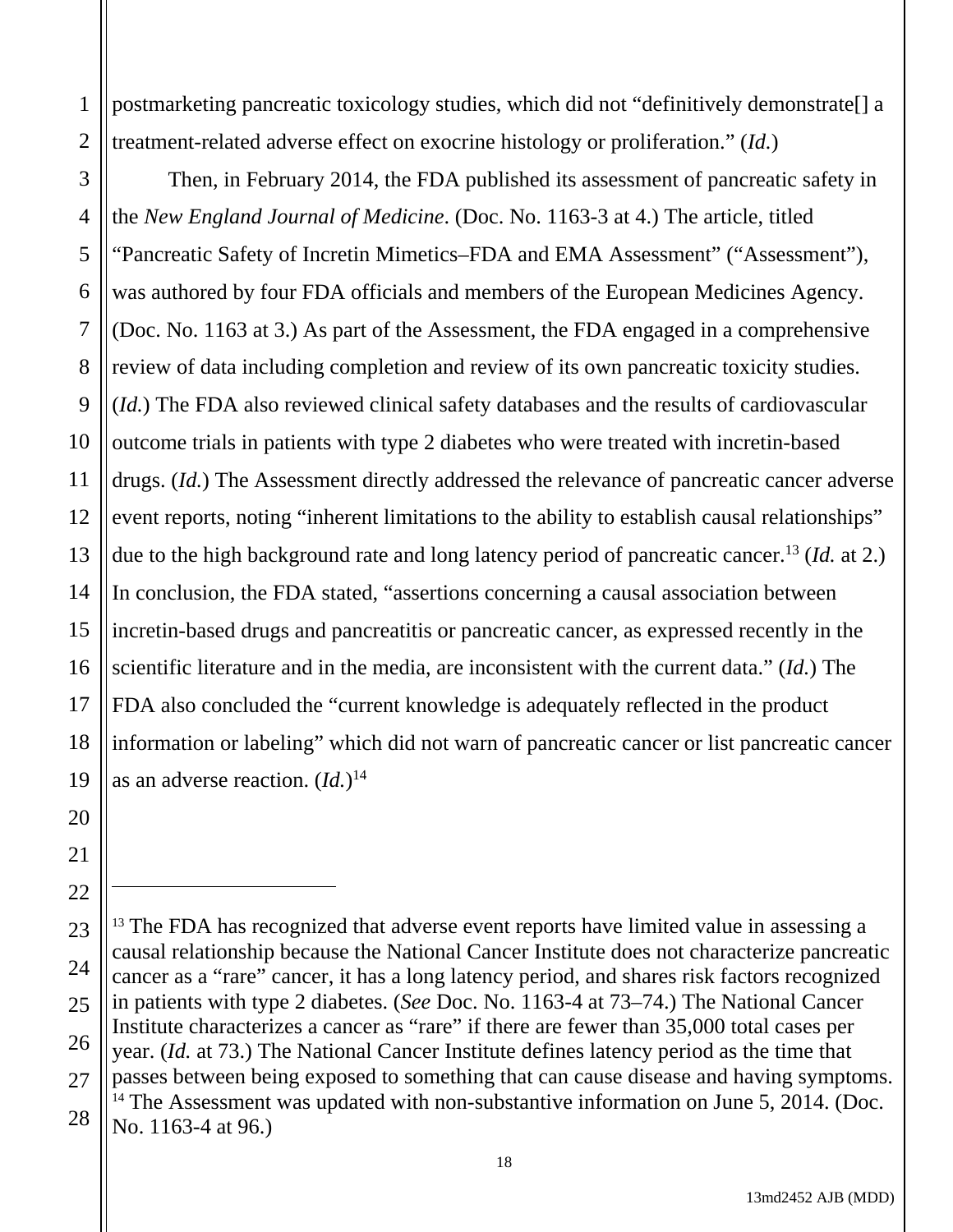postmarketing pancreatic toxicology studies, which did not "definitively demonstrate[] a treatment-related adverse effect on exocrine histology or proliferation." (*Id.*)

Then, in February 2014, the FDA published its assessment of pancreatic safety in the *New England Journal of Medicine*. (Doc. No. 1163-3 at 4.) The article, titled "Pancreatic Safety of Incretin Mimetics–FDA and EMA Assessment" ("Assessment"), was authored by four FDA officials and members of the European Medicines Agency. (Doc. No. 1163 at 3.) As part of the Assessment, the FDA engaged in a comprehensive review of data including completion and review of its own pancreatic toxicity studies. (*Id.*) The FDA also reviewed clinical safety databases and the results of cardiovascular outcome trials in patients with type 2 diabetes who were treated with incretin-based drugs. (*Id.*) The Assessment directly addressed the relevance of pancreatic cancer adverse event reports, noting "inherent limitations to the ability to establish causal relationships" due to the high background rate and long latency period of pancreatic cancer.[13] (*Id.* at 2.) In conclusion, the FDA stated, "assertions concerning a causal association between incretin-based drugs and pancreatitis or pancreatic cancer, as expressed recently in the scientific literature and in the media, are inconsistent with the current data." (*Id.*) The FDA also concluded the "current knowledge is adequately reflected in the product information or labeling" which did not warn of pancreatic cancer or list pancreatic cancer as an adverse reaction. (*Id.*)[14]

---

[13] The FDA has recognized that adverse event reports have limited value in assessing a causal relationship because the National Cancer Institute does not characterize pancreatic cancer as a "rare" cancer, it has a long latency period, and shares risk factors recognized in patients with type 2 diabetes. (*See* Doc. No. 1163-4 at 73–74.) The National Cancer Institute characterizes a cancer as "rare" if there are fewer than 35,000 total cases per year. (*Id.* at 73.) The National Cancer Institute defines latency period as the time that passes between being exposed to something that can cause disease and having symptoms.

[14] The Assessment was updated with non-substantive information on June 5, 2014. (Doc. No. 1163-4 at 96.)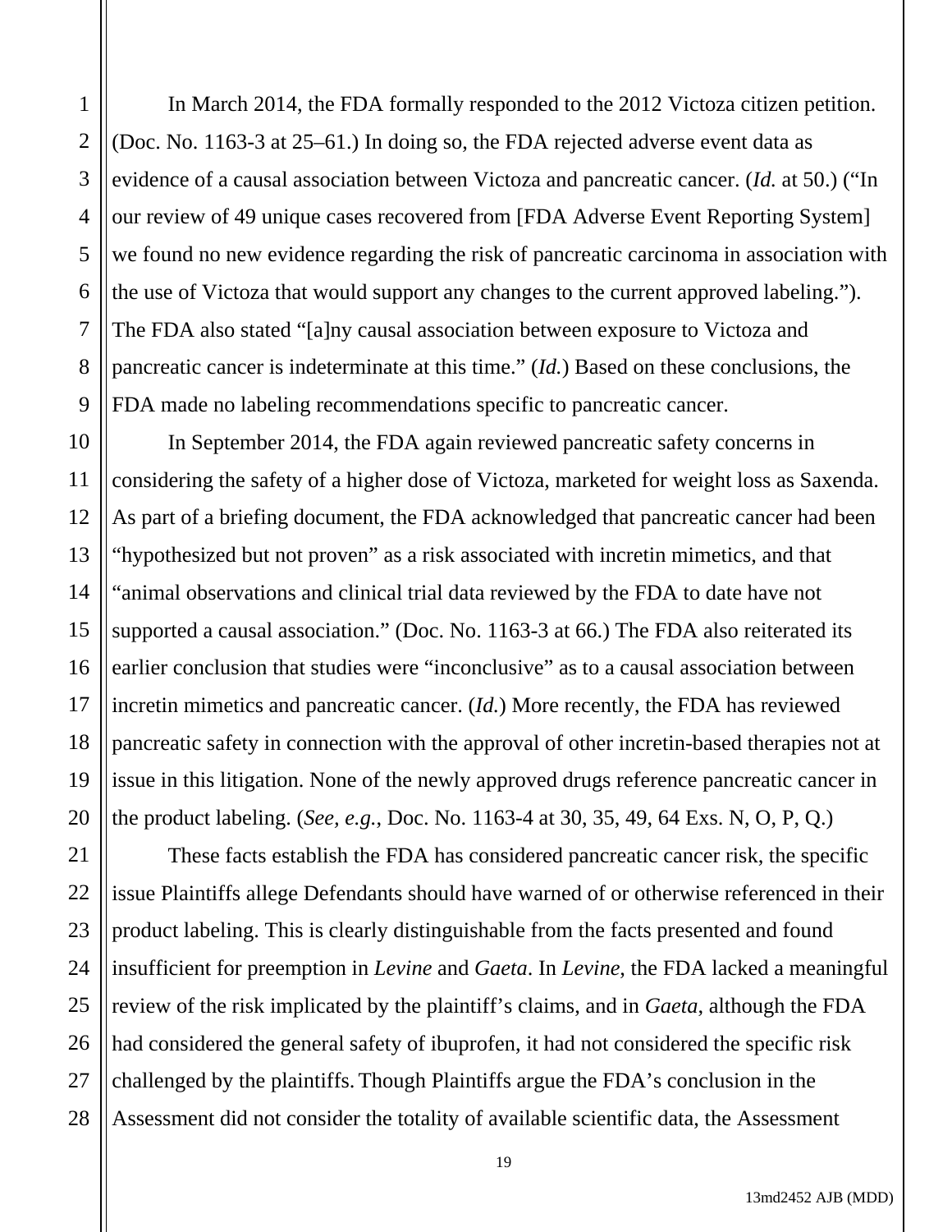In March 2014, the FDA formally responded to the 2012 Victoza citizen petition. (Doc. No. 1163-3 at 25–61.) In doing so, the FDA rejected adverse event data as evidence of a causal association between Victoza and pancreatic cancer. (*Id.* at 50.) ("In our review of 49 unique cases recovered from [FDA Adverse Event Reporting System] we found no new evidence regarding the risk of pancreatic carcinoma in association with the use of Victoza that would support any changes to the current approved labeling."). The FDA also stated "[a]ny causal association between exposure to Victoza and pancreatic cancer is indeterminate at this time." (*Id.*) Based on these conclusions, the FDA made no labeling recommendations specific to pancreatic cancer.

In September 2014, the FDA again reviewed pancreatic safety concerns in considering the safety of a higher dose of Victoza, marketed for weight loss as Saxenda. As part of a briefing document, the FDA acknowledged that pancreatic cancer had been "hypothesized but not proven" as a risk associated with incretin mimetics, and that "animal observations and clinical trial data reviewed by the FDA to date have not supported a causal association." (Doc. No. 1163-3 at 66.) The FDA also reiterated its earlier conclusion that studies were "inconclusive" as to a causal association between incretin mimetics and pancreatic cancer. (*Id.*) More recently, the FDA has reviewed pancreatic safety in connection with the approval of other incretin-based therapies not at issue in this litigation. None of the newly approved drugs reference pancreatic cancer in the product labeling. (*See, e.g.*, Doc. No. 1163-4 at 30, 35, 49, 64 Exs. N, O, P, Q.)

These facts establish the FDA has considered pancreatic cancer risk, the specific issue Plaintiffs allege Defendants should have warned of or otherwise referenced in their product labeling. This is clearly distinguishable from the facts presented and found insufficient for preemption in *Levine* and *Gaeta*. In *Levine*, the FDA lacked a meaningful review of the risk implicated by the plaintiff's claims, and in *Gaeta*, although the FDA had considered the general safety of ibuprofen, it had not considered the specific risk challenged by the plaintiffs. Though Plaintiffs argue the FDA's conclusion in the Assessment did not consider the totality of available scientific data, the Assessment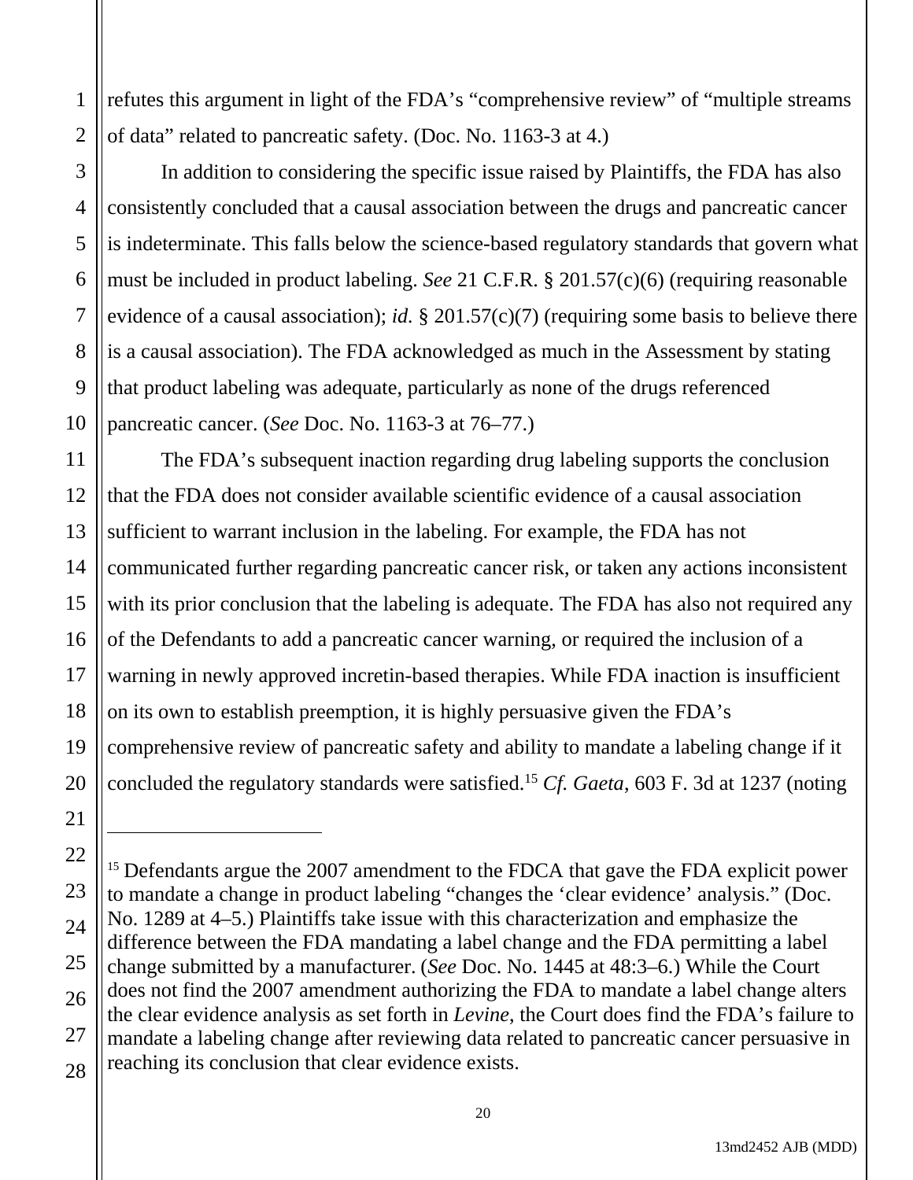refutes this argument in light of the FDA's "comprehensive review" of "multiple streams of data" related to pancreatic safety. (Doc. No. 1163-3 at 4.)

In addition to considering the specific issue raised by Plaintiffs, the FDA has also consistently concluded that a causal association between the drugs and pancreatic cancer is indeterminate. This falls below the science-based regulatory standards that govern what must be included in product labeling. *See* 21 C.F.R. § 201.57(c)(6) (requiring reasonable evidence of a causal association); *id.* § 201.57(c)(7) (requiring some basis to believe there is a causal association). The FDA acknowledged as much in the Assessment by stating that product labeling was adequate, particularly as none of the drugs referenced pancreatic cancer. (*See* Doc. No. 1163-3 at 76–77.)

The FDA's subsequent inaction regarding drug labeling supports the conclusion that the FDA does not consider available scientific evidence of a causal association sufficient to warrant inclusion in the labeling. For example, the FDA has not communicated further regarding pancreatic cancer risk, or taken any actions inconsistent with its prior conclusion that the labeling is adequate. The FDA has also not required any of the Defendants to add a pancreatic cancer warning, or required the inclusion of a warning in newly approved incretin-based therapies. While FDA inaction is insufficient on its own to establish preemption, it is highly persuasive given the FDA's comprehensive review of pancreatic safety and ability to mandate a labeling change if it concluded the regulatory standards were satisfied.[15] *Cf. Gaeta*, 603 F. 3d at 1237 (noting

---

[15] Defendants argue the 2007 amendment to the FDCA that gave the FDA explicit power to mandate a change in product labeling "changes the 'clear evidence' analysis." (Doc. No. 1289 at 4–5.) Plaintiffs take issue with this characterization and emphasize the difference between the FDA mandating a label change and the FDA permitting a label change submitted by a manufacturer. (*See* Doc. No. 1445 at 48:3–6.) While the Court does not find the 2007 amendment authorizing the FDA to mandate a label change alters the clear evidence analysis as set forth in *Levine*, the Court does find the FDA's failure to mandate a labeling change after reviewing data related to pancreatic cancer persuasive in reaching its conclusion that clear evidence exists.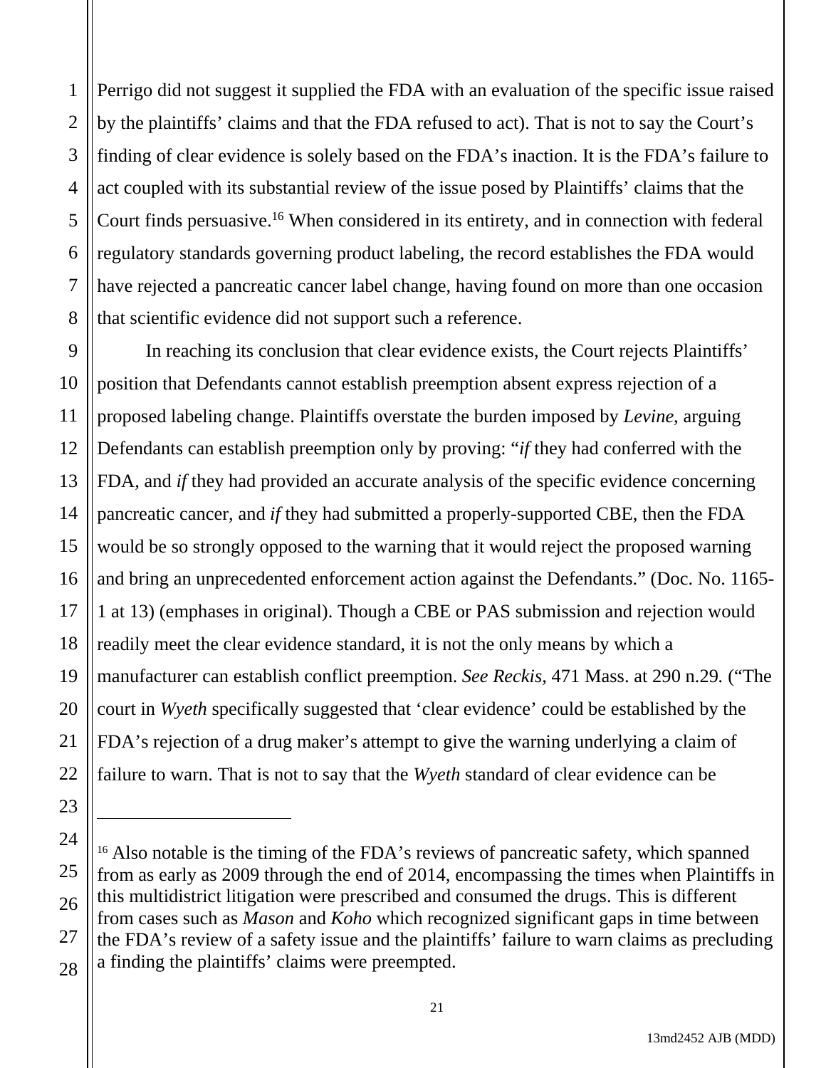Perrigo did not suggest it supplied the FDA with an evaluation of the specific issue raised by the plaintiffs' claims and that the FDA refused to act). That is not to say the Court's finding of clear evidence is solely based on the FDA's inaction. It is the FDA's failure to act coupled with its substantial review of the issue posed by Plaintiffs' claims that the Court finds persuasive.[16] When considered in its entirety, and in connection with federal regulatory standards governing product labeling, the record establishes the FDA would have rejected a pancreatic cancer label change, having found on more than one occasion that scientific evidence did not support such a reference.

In reaching its conclusion that clear evidence exists, the Court rejects Plaintiffs' position that Defendants cannot establish preemption absent express rejection of a proposed labeling change. Plaintiffs overstate the burden imposed by *Levine*, arguing Defendants can establish preemption only by proving: "*if* they had conferred with the FDA, and *if* they had provided an accurate analysis of the specific evidence concerning pancreatic cancer, and *if* they had submitted a properly-supported CBE, then the FDA would be so strongly opposed to the warning that it would reject the proposed warning and bring an unprecedented enforcement action against the Defendants." (Doc. No. 1165-1 at 13) (emphases in original). Though a CBE or PAS submission and rejection would readily meet the clear evidence standard, it is not the only means by which a manufacturer can establish conflict preemption. *See Reckis*, 471 Mass. at 290 n.29. ("The court in *Wyeth* specifically suggested that 'clear evidence' could be established by the FDA's rejection of a drug maker's attempt to give the warning underlying a claim of failure to warn. That is not to say that the *Wyeth* standard of clear evidence can be

---

[16] Also notable is the timing of the FDA's reviews of pancreatic safety, which spanned from as early as 2009 through the end of 2014, encompassing the times when Plaintiffs in this multidistrict litigation were prescribed and consumed the drugs. This is different from cases such as *Mason* and *Koho* which recognized significant gaps in time between the FDA's review of a safety issue and the plaintiffs' failure to warn claims as precluding a finding the plaintiffs' claims were preempted.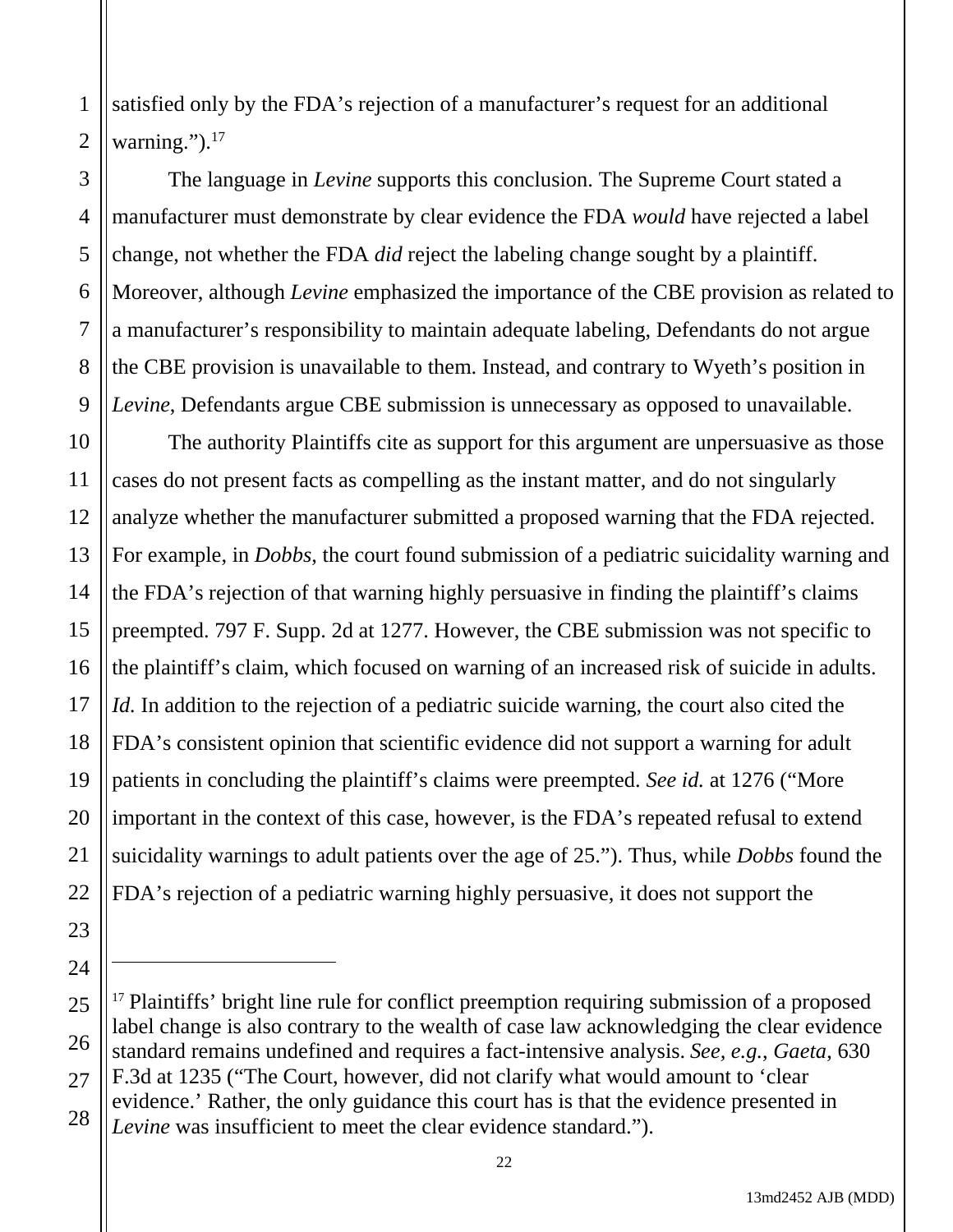satisfied only by the FDA's rejection of a manufacturer's request for an additional warning.").[17]

The language in *Levine* supports this conclusion. The Supreme Court stated a manufacturer must demonstrate by clear evidence the FDA *would* have rejected a label change, not whether the FDA *did* reject the labeling change sought by a plaintiff. Moreover, although *Levine* emphasized the importance of the CBE provision as related to a manufacturer's responsibility to maintain adequate labeling, Defendants do not argue the CBE provision is unavailable to them. Instead, and contrary to Wyeth's position in *Levine*, Defendants argue CBE submission is unnecessary as opposed to unavailable.

The authority Plaintiffs cite as support for this argument are unpersuasive as those cases do not present facts as compelling as the instant matter, and do not singularly analyze whether the manufacturer submitted a proposed warning that the FDA rejected. For example, in *Dobbs*, the court found submission of a pediatric suicidality warning and the FDA's rejection of that warning highly persuasive in finding the plaintiff's claims preempted. 797 F. Supp. 2d at 1277. However, the CBE submission was not specific to the plaintiff's claim, which focused on warning of an increased risk of suicide in adults. *Id.* In addition to the rejection of a pediatric suicide warning, the court also cited the FDA's consistent opinion that scientific evidence did not support a warning for adult patients in concluding the plaintiff's claims were preempted. *See id.* at 1276 ("More important in the context of this case, however, is the FDA's repeated refusal to extend suicidality warnings to adult patients over the age of 25."). Thus, while *Dobbs* found the FDA's rejection of a pediatric warning highly persuasive, it does not support the

---

[17] Plaintiffs' bright line rule for conflict preemption requiring submission of a proposed label change is also contrary to the wealth of case law acknowledging the clear evidence standard remains undefined and requires a fact-intensive analysis. *See, e.g.*, *Gaeta*, 630 F.3d at 1235 ("The Court, however, did not clarify what would amount to 'clear evidence.' Rather, the only guidance this court has is that the evidence presented in *Levine* was insufficient to meet the clear evidence standard.").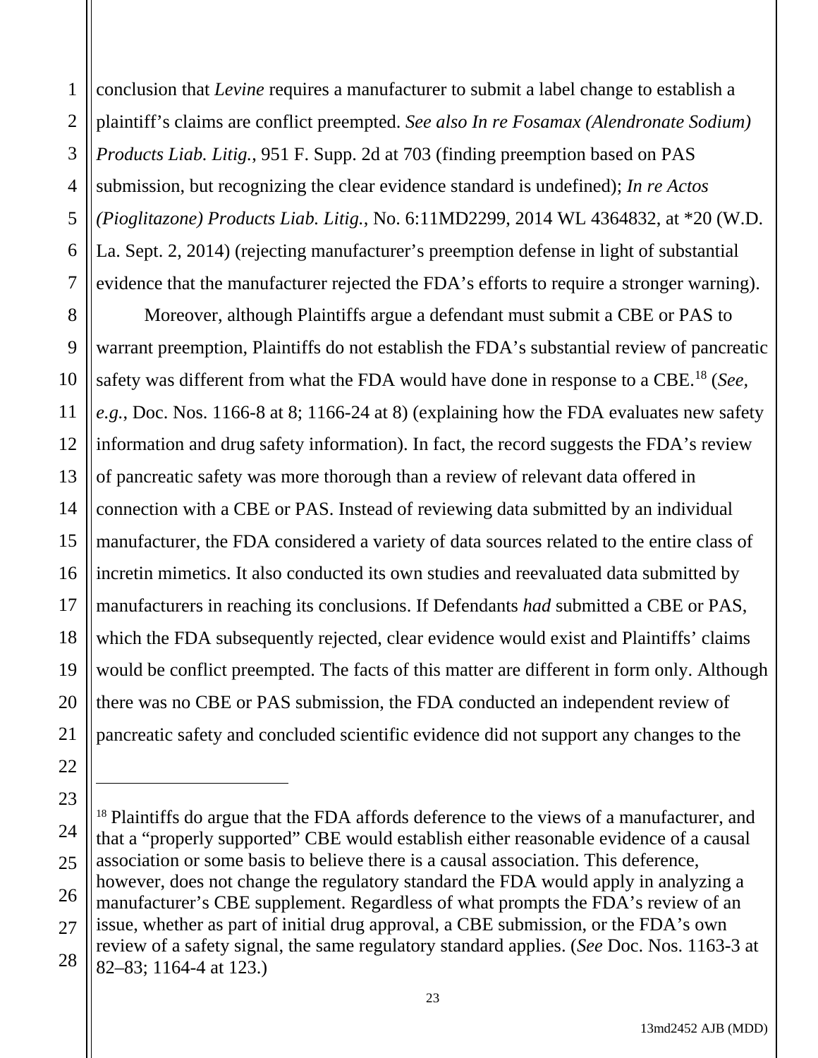conclusion that *Levine* requires a manufacturer to submit a label change to establish a plaintiff's claims are conflict preempted. *See also In re Fosamax (Alendronate Sodium) Products Liab. Litig.*, 951 F. Supp. 2d at 703 (finding preemption based on PAS submission, but recognizing the clear evidence standard is undefined); *In re Actos (Pioglitazone) Products Liab. Litig.*, No. 6:11MD2299, 2014 WL 4364832, at *20 (W.D. La. Sept. 2, 2014) (rejecting manufacturer's preemption defense in light of substantial evidence that the manufacturer rejected the FDA's efforts to require a stronger warning).

Moreover, although Plaintiffs argue a defendant must submit a CBE or PAS to warrant preemption, Plaintiffs do not establish the FDA's substantial review of pancreatic safety was different from what the FDA would have done in response to a CBE.[18] (*See, e.g.*, Doc. Nos. 1166-8 at 8; 1166-24 at 8) (explaining how the FDA evaluates new safety information and drug safety information). In fact, the record suggests the FDA's review of pancreatic safety was more thorough than a review of relevant data offered in connection with a CBE or PAS. Instead of reviewing data submitted by an individual manufacturer, the FDA considered a variety of data sources related to the entire class of incretin mimetics. It also conducted its own studies and reevaluated data submitted by manufacturers in reaching its conclusions. If Defendants *had* submitted a CBE or PAS, which the FDA subsequently rejected, clear evidence would exist and Plaintiffs' claims would be conflict preempted. The facts of this matter are different in form only. Although there was no CBE or PAS submission, the FDA conducted an independent review of pancreatic safety and concluded scientific evidence did not support any changes to the

---

[18] Plaintiffs do argue that the FDA affords deference to the views of a manufacturer, and that a "properly supported" CBE would establish either reasonable evidence of a causal association or some basis to believe there is a causal association. This deference, however, does not change the regulatory standard the FDA would apply in analyzing a manufacturer's CBE supplement. Regardless of what prompts the FDA's review of an issue, whether as part of initial drug approval, a CBE submission, or the FDA's own review of a safety signal, the same regulatory standard applies. (*See* Doc. Nos. 1163-3 at 82–83; 1164-4 at 123.)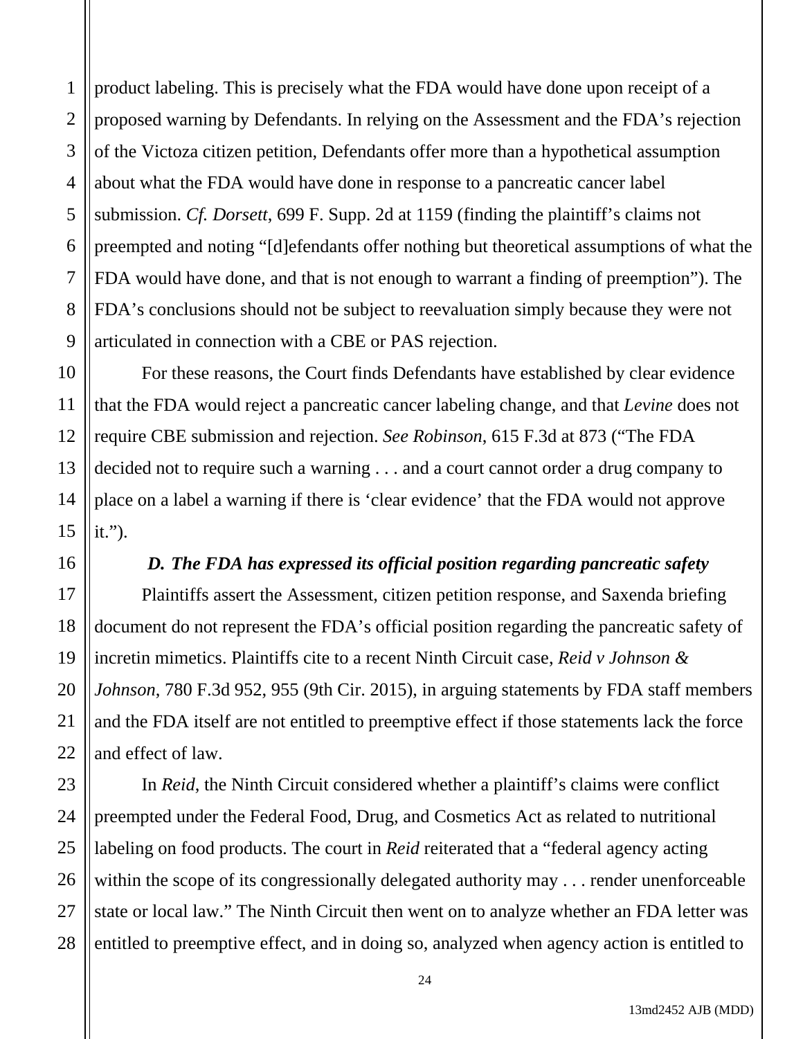product labeling. This is precisely what the FDA would have done upon receipt of a proposed warning by Defendants. In relying on the Assessment and the FDA's rejection of the Victoza citizen petition, Defendants offer more than a hypothetical assumption about what the FDA would have done in response to a pancreatic cancer label submission. *Cf. Dorsett*, 699 F. Supp. 2d at 1159 (finding the plaintiff's claims not preempted and noting "[d]efendants offer nothing but theoretical assumptions of what the FDA would have done, and that is not enough to warrant a finding of preemption"). The FDA's conclusions should not be subject to reevaluation simply because they were not articulated in connection with a CBE or PAS rejection.

For these reasons, the Court finds Defendants have established by clear evidence that the FDA would reject a pancreatic cancer labeling change, and that *Levine* does not require CBE submission and rejection. *See Robinson*, 615 F.3d at 873 ("The FDA decided not to require such a warning . . . and a court cannot order a drug company to place on a label a warning if there is 'clear evidence' that the FDA would not approve it.").

***D. The FDA has expressed its official position regarding pancreatic safety***

Plaintiffs assert the Assessment, citizen petition response, and Saxenda briefing document do not represent the FDA's official position regarding the pancreatic safety of incretin mimetics. Plaintiffs cite to a recent Ninth Circuit case, *Reid v Johnson & Johnson*, 780 F.3d 952, 955 (9th Cir. 2015), in arguing statements by FDA staff members and the FDA itself are not entitled to preemptive effect if those statements lack the force and effect of law.

In *Reid*, the Ninth Circuit considered whether a plaintiff's claims were conflict preempted under the Federal Food, Drug, and Cosmetics Act as related to nutritional labeling on food products. The court in *Reid* reiterated that a "federal agency acting within the scope of its congressionally delegated authority may . . . render unenforceable state or local law." The Ninth Circuit then went on to analyze whether an FDA letter was entitled to preemptive effect, and in doing so, analyzed when agency action is entitled to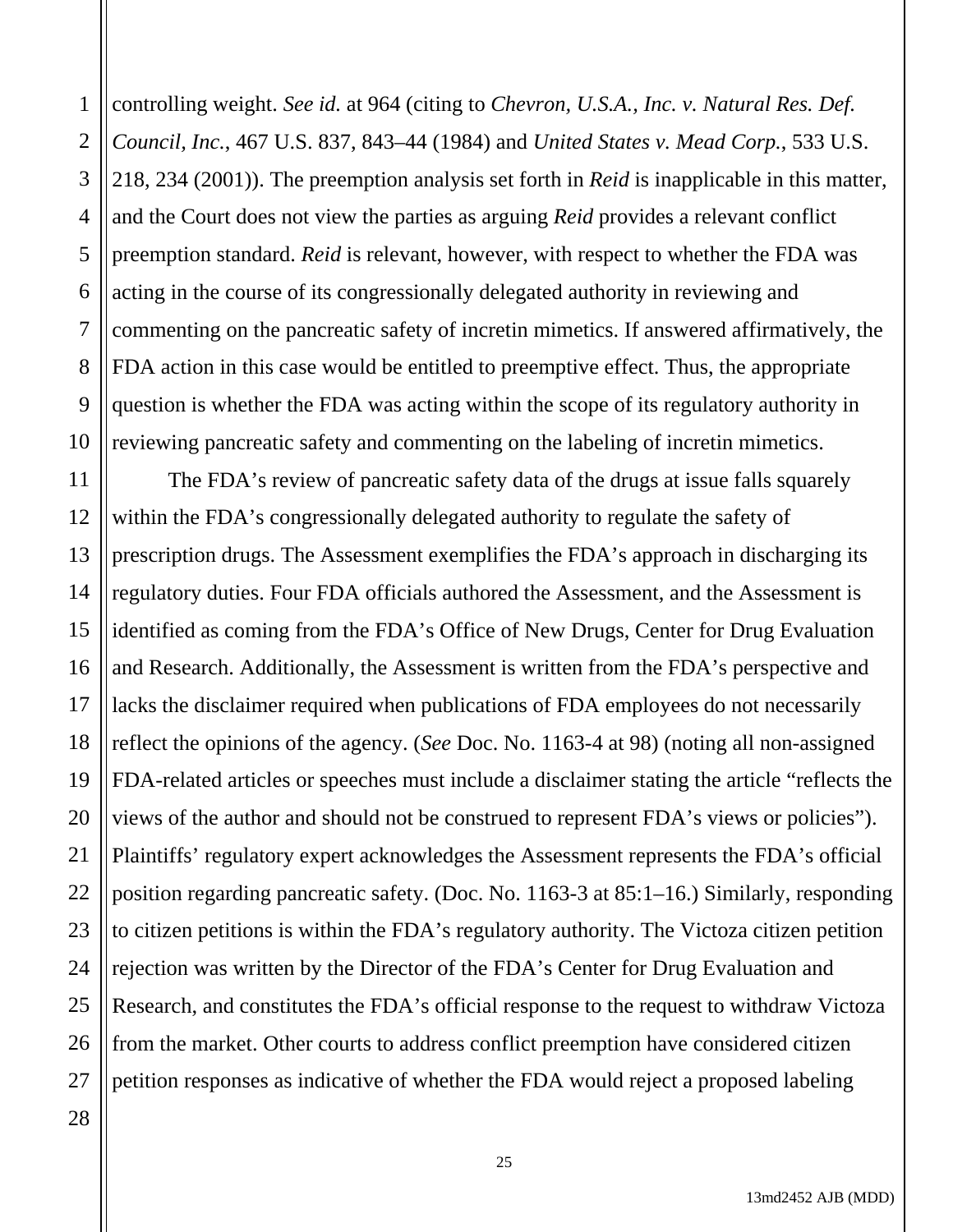controlling weight. *See id.* at 964 (citing to *Chevron, U.S.A., Inc. v. Natural Res. Def. Council, Inc.*, 467 U.S. 837, 843–44 (1984) and *United States v. Mead Corp.*, 533 U.S. 218, 234 (2001)). The preemption analysis set forth in *Reid* is inapplicable in this matter, and the Court does not view the parties as arguing *Reid* provides a relevant conflict preemption standard. *Reid* is relevant, however, with respect to whether the FDA was acting in the course of its congressionally delegated authority in reviewing and commenting on the pancreatic safety of incretin mimetics. If answered affirmatively, the FDA action in this case would be entitled to preemptive effect. Thus, the appropriate question is whether the FDA was acting within the scope of its regulatory authority in reviewing pancreatic safety and commenting on the labeling of incretin mimetics.

The FDA's review of pancreatic safety data of the drugs at issue falls squarely within the FDA's congressionally delegated authority to regulate the safety of prescription drugs. The Assessment exemplifies the FDA's approach in discharging its regulatory duties. Four FDA officials authored the Assessment, and the Assessment is identified as coming from the FDA's Office of New Drugs, Center for Drug Evaluation and Research. Additionally, the Assessment is written from the FDA's perspective and lacks the disclaimer required when publications of FDA employees do not necessarily reflect the opinions of the agency. (*See* Doc. No. 1163-4 at 98) (noting all non-assigned FDA-related articles or speeches must include a disclaimer stating the article "reflects the views of the author and should not be construed to represent FDA's views or policies"). Plaintiffs' regulatory expert acknowledges the Assessment represents the FDA's official position regarding pancreatic safety. (Doc. No. 1163-3 at 85:1–16.) Similarly, responding to citizen petitions is within the FDA's regulatory authority. The Victoza citizen petition rejection was written by the Director of the FDA's Center for Drug Evaluation and Research, and constitutes the FDA's official response to the request to withdraw Victoza from the market. Other courts to address conflict preemption have considered citizen petition responses as indicative of whether the FDA would reject a proposed labeling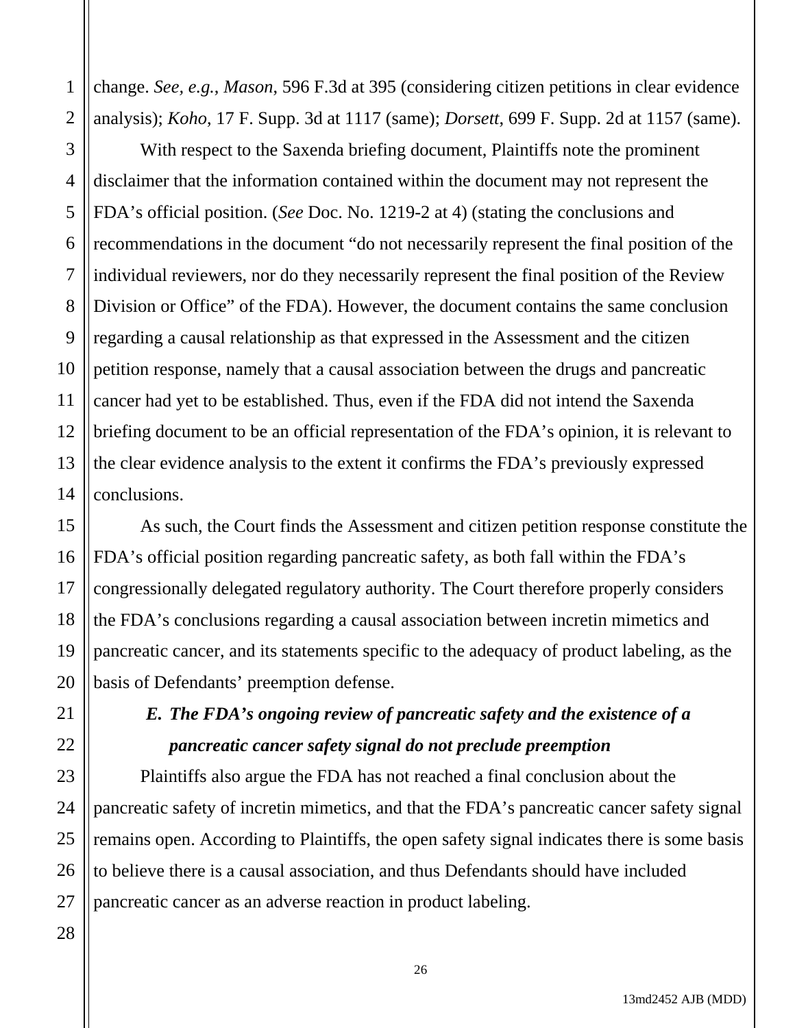change. *See, e.g.*, *Mason*, 596 F.3d at 395 (considering citizen petitions in clear evidence analysis); *Koho*, 17 F. Supp. 3d at 1117 (same); *Dorsett*, 699 F. Supp. 2d at 1157 (same).

With respect to the Saxenda briefing document, Plaintiffs note the prominent disclaimer that the information contained within the document may not represent the FDA's official position. (*See* Doc. No. 1219-2 at 4) (stating the conclusions and recommendations in the document "do not necessarily represent the final position of the individual reviewers, nor do they necessarily represent the final position of the Review Division or Office" of the FDA). However, the document contains the same conclusion regarding a causal relationship as that expressed in the Assessment and the citizen petition response, namely that a causal association between the drugs and pancreatic cancer had yet to be established. Thus, even if the FDA did not intend the Saxenda briefing document to be an official representation of the FDA's opinion, it is relevant to the clear evidence analysis to the extent it confirms the FDA's previously expressed conclusions.

As such, the Court finds the Assessment and citizen petition response constitute the FDA's official position regarding pancreatic safety, as both fall within the FDA's congressionally delegated regulatory authority. The Court therefore properly considers the FDA's conclusions regarding a causal association between incretin mimetics and pancreatic cancer, and its statements specific to the adequacy of product labeling, as the basis of Defendants' preemption defense.

***E. The FDA's ongoing review of pancreatic safety and the existence of a pancreatic cancer safety signal do not preclude preemption***

Plaintiffs also argue the FDA has not reached a final conclusion about the pancreatic safety of incretin mimetics, and that the FDA's pancreatic cancer safety signal remains open. According to Plaintiffs, the open safety signal indicates there is some basis to believe there is a causal association, and thus Defendants should have included pancreatic cancer as an adverse reaction in product labeling.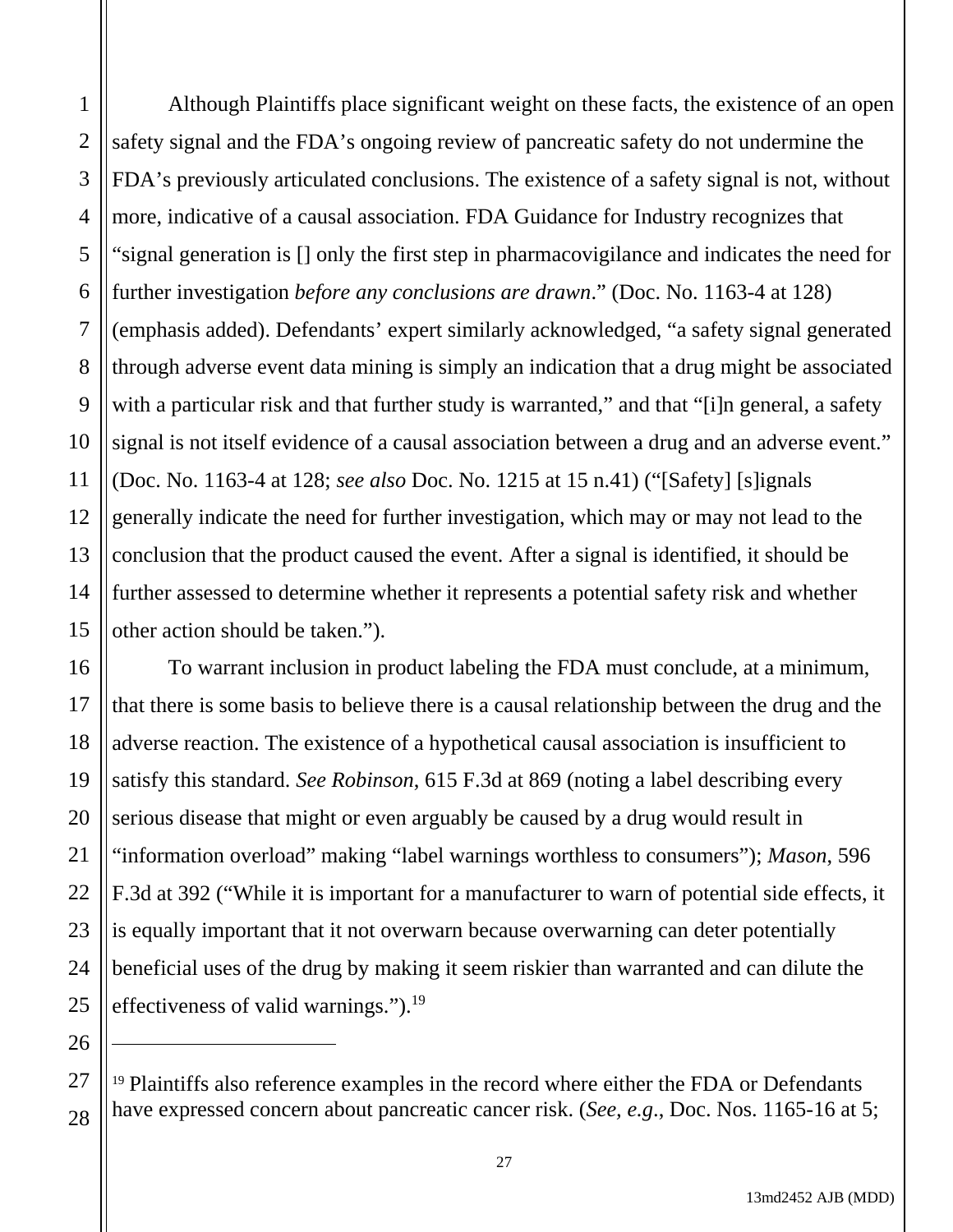Although Plaintiffs place significant weight on these facts, the existence of an open safety signal and the FDA's ongoing review of pancreatic safety do not undermine the FDA's previously articulated conclusions. The existence of a safety signal is not, without more, indicative of a causal association. FDA Guidance for Industry recognizes that "signal generation is [] only the first step in pharmacovigilance and indicates the need for further investigation *before any conclusions are drawn*." (Doc. No. 1163-4 at 128) (emphasis added). Defendants' expert similarly acknowledged, "a safety signal generated through adverse event data mining is simply an indication that a drug might be associated with a particular risk and that further study is warranted," and that "[i]n general, a safety signal is not itself evidence of a causal association between a drug and an adverse event." (Doc. No. 1163-4 at 128; *see also* Doc. No. 1215 at 15 n.41) ("[Safety] [s]ignals generally indicate the need for further investigation, which may or may not lead to the conclusion that the product caused the event. After a signal is identified, it should be further assessed to determine whether it represents a potential safety risk and whether other action should be taken.").

To warrant inclusion in product labeling the FDA must conclude, at a minimum, that there is some basis to believe there is a causal relationship between the drug and the adverse reaction. The existence of a hypothetical causal association is insufficient to satisfy this standard. *See Robinson*, 615 F.3d at 869 (noting a label describing every serious disease that might or even arguably be caused by a drug would result in "information overload" making "label warnings worthless to consumers"); *Mason*, 596 F.3d at 392 ("While it is important for a manufacturer to warn of potential side effects, it is equally important that it not overwarn because overwarning can deter potentially beneficial uses of the drug by making it seem riskier than warranted and can dilute the effectiveness of valid warnings.").[19]

---

[19] Plaintiffs also reference examples in the record where either the FDA or Defendants have expressed concern about pancreatic cancer risk. (*See, e.g.*, Doc. Nos. 1165-16 at 5;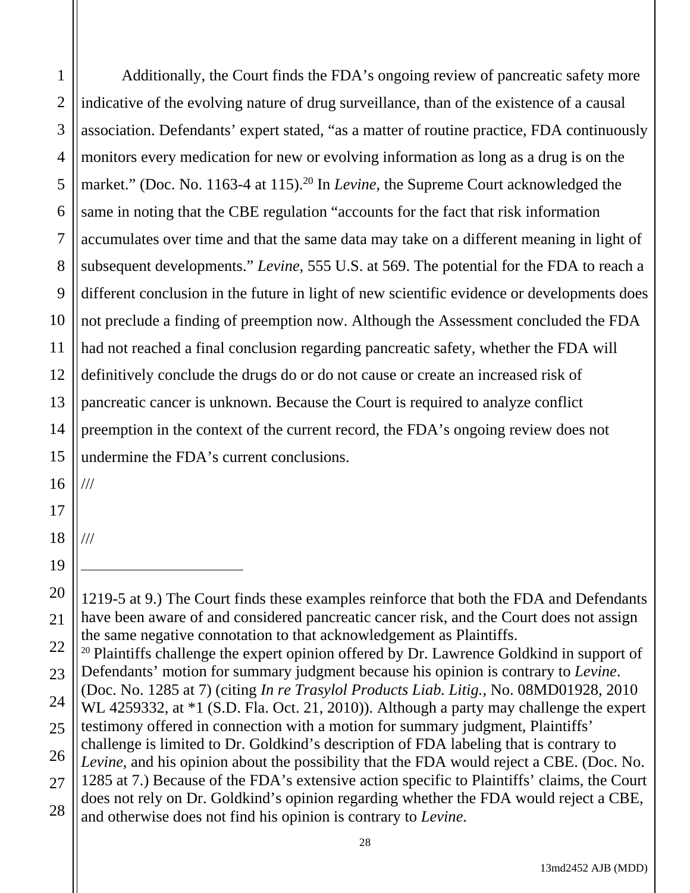Additionally, the Court finds the FDA's ongoing review of pancreatic safety more indicative of the evolving nature of drug surveillance, than of the existence of a causal association. Defendants' expert stated, "as a matter of routine practice, FDA continuously monitors every medication for new or evolving information as long as a drug is on the market." (Doc. No. 1163-4 at 115).[20] In *Levine*, the Supreme Court acknowledged the same in noting that the CBE regulation "accounts for the fact that risk information accumulates over time and that the same data may take on a different meaning in light of subsequent developments." *Levine*, 555 U.S. at 569. The potential for the FDA to reach a different conclusion in the future in light of new scientific evidence or developments does not preclude a finding of preemption now. Although the Assessment concluded the FDA had not reached a final conclusion regarding pancreatic safety, whether the FDA will definitively conclude the drugs do or do not cause or create an increased risk of pancreatic cancer is unknown. Because the Court is required to analyze conflict preemption in the context of the current record, the FDA's ongoing review does not undermine the FDA's current conclusions.

///

///

---

1219-5 at 9.) The Court finds these examples reinforce that both the FDA and Defendants have been aware of and considered pancreatic cancer risk, and the Court does not assign the same negative connotation to that acknowledgement as Plaintiffs.

[20] Plaintiffs challenge the expert opinion offered by Dr. Lawrence Goldkind in support of Defendants' motion for summary judgment because his opinion is contrary to *Levine*. (Doc. No. 1285 at 7) (citing *In re Trasylol Products Liab. Litig.*, No. 08MD01928, 2010 WL 4259332, at *1 (S.D. Fla. Oct. 21, 2010)). Although a party may challenge the expert testimony offered in connection with a motion for summary judgment, Plaintiffs' challenge is limited to Dr. Goldkind's description of FDA labeling that is contrary to *Levine*, and his opinion about the possibility that the FDA would reject a CBE. (Doc. No. 1285 at 7.) Because of the FDA's extensive action specific to Plaintiffs' claims, the Court does not rely on Dr. Goldkind's opinion regarding whether the FDA would reject a CBE, and otherwise does not find his opinion is contrary to *Levine*.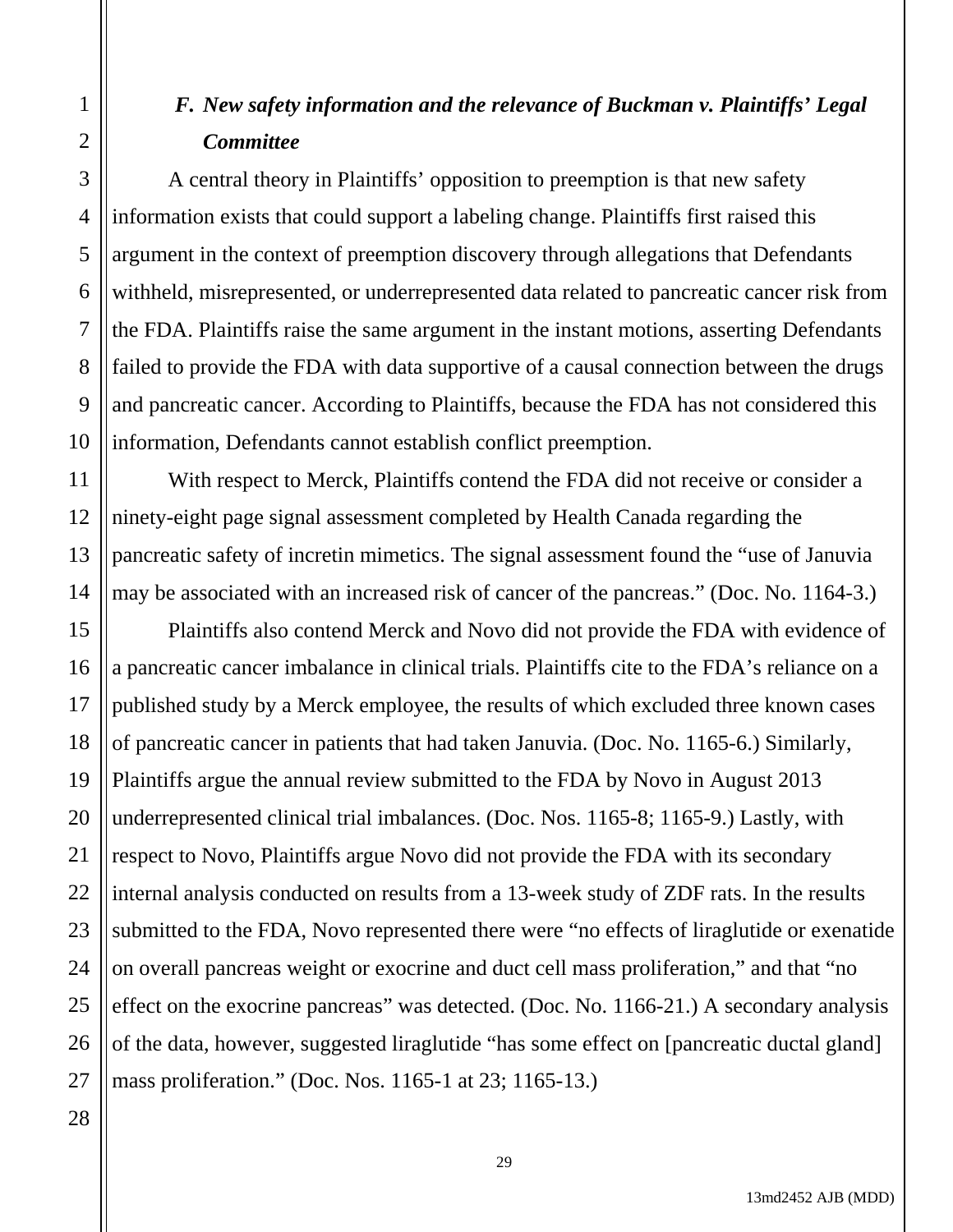### *F. New safety information and the relevance of Buckman v. Plaintiffs' Legal Committee*

A central theory in Plaintiffs' opposition to preemption is that new safety information exists that could support a labeling change. Plaintiffs first raised this argument in the context of preemption discovery through allegations that Defendants withheld, misrepresented, or underrepresented data related to pancreatic cancer risk from the FDA. Plaintiffs raise the same argument in the instant motions, asserting Defendants failed to provide the FDA with data supportive of a causal connection between the drugs and pancreatic cancer. According to Plaintiffs, because the FDA has not considered this information, Defendants cannot establish conflict preemption.

With respect to Merck, Plaintiffs contend the FDA did not receive or consider a ninety-eight page signal assessment completed by Health Canada regarding the pancreatic safety of incretin mimetics. The signal assessment found the "use of Januvia may be associated with an increased risk of cancer of the pancreas." (Doc. No. 1164-3.)

Plaintiffs also contend Merck and Novo did not provide the FDA with evidence of a pancreatic cancer imbalance in clinical trials. Plaintiffs cite to the FDA's reliance on a published study by a Merck employee, the results of which excluded three known cases of pancreatic cancer in patients that had taken Januvia. (Doc. No. 1165-6.) Similarly, Plaintiffs argue the annual review submitted to the FDA by Novo in August 2013 underrepresented clinical trial imbalances. (Doc. Nos. 1165-8; 1165-9.) Lastly, with respect to Novo, Plaintiffs argue Novo did not provide the FDA with its secondary internal analysis conducted on results from a 13-week study of ZDF rats. In the results submitted to the FDA, Novo represented there were "no effects of liraglutide or exenatide on overall pancreas weight or exocrine and duct cell mass proliferation," and that "no effect on the exocrine pancreas" was detected. (Doc. No. 1166-21.) A secondary analysis of the data, however, suggested liraglutide "has some effect on [pancreatic ductal gland] mass proliferation." (Doc. Nos. 1165-1 at 23; 1165-13.)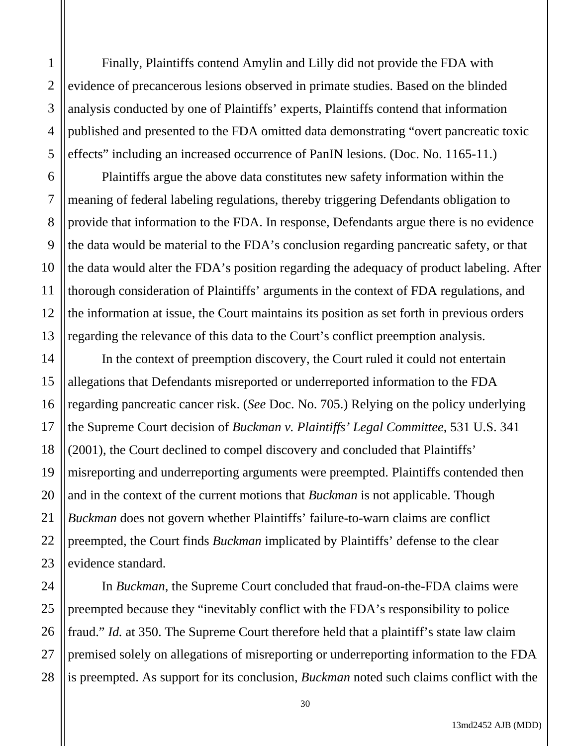Finally, Plaintiffs contend Amylin and Lilly did not provide the FDA with evidence of precancerous lesions observed in primate studies. Based on the blinded analysis conducted by one of Plaintiffs' experts, Plaintiffs contend that information published and presented to the FDA omitted data demonstrating "overt pancreatic toxic effects" including an increased occurrence of PanIN lesions. (Doc. No. 1165-11.)

Plaintiffs argue the above data constitutes new safety information within the meaning of federal labeling regulations, thereby triggering Defendants obligation to provide that information to the FDA. In response, Defendants argue there is no evidence the data would be material to the FDA's conclusion regarding pancreatic safety, or that the data would alter the FDA's position regarding the adequacy of product labeling. After thorough consideration of Plaintiffs' arguments in the context of FDA regulations, and the information at issue, the Court maintains its position as set forth in previous orders regarding the relevance of this data to the Court's conflict preemption analysis.

In the context of preemption discovery, the Court ruled it could not entertain allegations that Defendants misreported or underreported information to the FDA regarding pancreatic cancer risk. (*See* Doc. No. 705.) Relying on the policy underlying the Supreme Court decision of *Buckman v. Plaintiffs' Legal Committee*, 531 U.S. 341 (2001), the Court declined to compel discovery and concluded that Plaintiffs' misreporting and underreporting arguments were preempted. Plaintiffs contended then and in the context of the current motions that *Buckman* is not applicable. Though *Buckman* does not govern whether Plaintiffs' failure-to-warn claims are conflict preempted, the Court finds *Buckman* implicated by Plaintiffs' defense to the clear evidence standard.

In *Buckman*, the Supreme Court concluded that fraud-on-the-FDA claims were preempted because they "inevitably conflict with the FDA's responsibility to police fraud." *Id.* at 350. The Supreme Court therefore held that a plaintiff's state law claim premised solely on allegations of misreporting or underreporting information to the FDA is preempted. As support for its conclusion, *Buckman* noted such claims conflict with the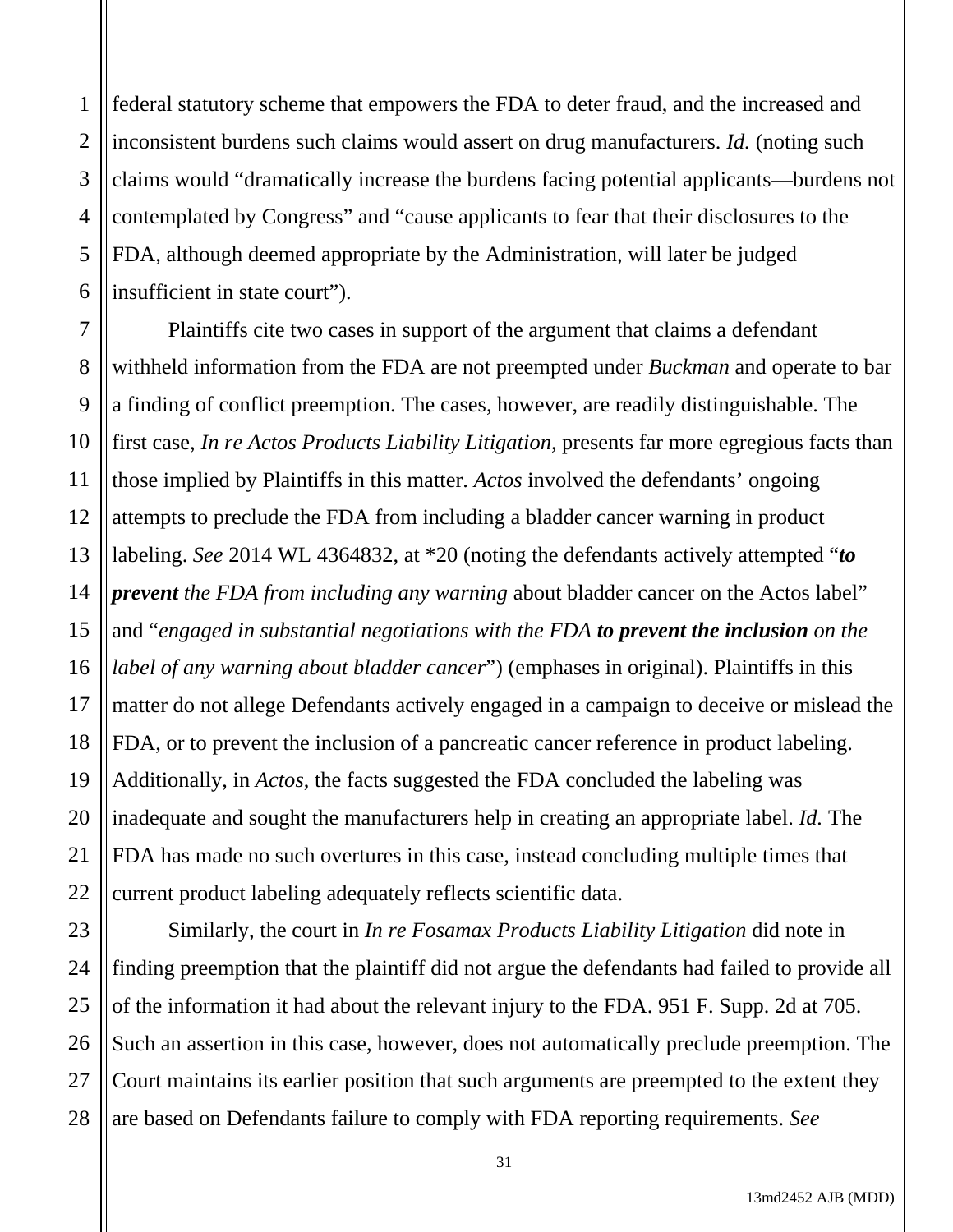federal statutory scheme that empowers the FDA to deter fraud, and the increased and inconsistent burdens such claims would assert on drug manufacturers. *Id.* (noting such claims would "dramatically increase the burdens facing potential applicants—burdens not contemplated by Congress" and "cause applicants to fear that their disclosures to the FDA, although deemed appropriate by the Administration, will later be judged insufficient in state court").

Plaintiffs cite two cases in support of the argument that claims a defendant withheld information from the FDA are not preempted under *Buckman* and operate to bar a finding of conflict preemption. The cases, however, are readily distinguishable. The first case, *In re Actos Products Liability Litigation*, presents far more egregious facts than those implied by Plaintiffs in this matter. *Actos* involved the defendants' ongoing attempts to preclude the FDA from including a bladder cancer warning in product labeling. *See* 2014 WL 4364832, at *20 (noting the defendants actively attempted "***to prevent*** *the FDA from including any warning* about bladder cancer on the Actos label" and "*engaged in substantial negotiations with the FDA* ***to prevent the inclusion*** *on the label of any warning about bladder cancer*") (emphases in original). Plaintiffs in this matter do not allege Defendants actively engaged in a campaign to deceive or mislead the FDA, or to prevent the inclusion of a pancreatic cancer reference in product labeling. Additionally, in *Actos*, the facts suggested the FDA concluded the labeling was inadequate and sought the manufacturers help in creating an appropriate label. *Id.* The FDA has made no such overtures in this case, instead concluding multiple times that current product labeling adequately reflects scientific data.

Similarly, the court in *In re Fosamax Products Liability Litigation* did note in finding preemption that the plaintiff did not argue the defendants had failed to provide all of the information it had about the relevant injury to the FDA. 951 F. Supp. 2d at 705. Such an assertion in this case, however, does not automatically preclude preemption. The Court maintains its earlier position that such arguments are preempted to the extent they are based on Defendants failure to comply with FDA reporting requirements. *See*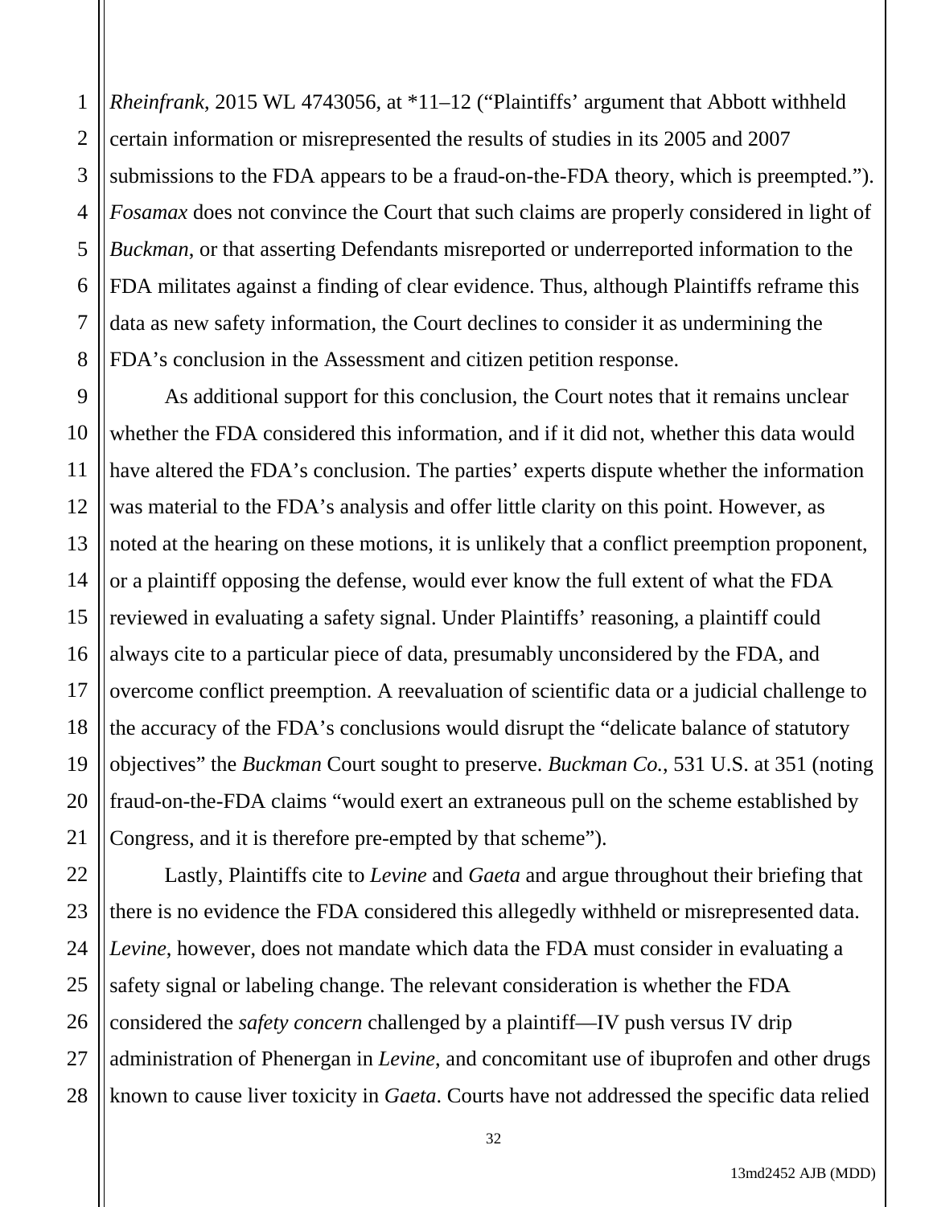*Rheinfrank*, 2015 WL 4743056, at *11–12 ("Plaintiffs' argument that Abbott withheld certain information or misrepresented the results of studies in its 2005 and 2007 submissions to the FDA appears to be a fraud-on-the-FDA theory, which is preempted."). *Fosamax* does not convince the Court that such claims are properly considered in light of *Buckman*, or that asserting Defendants misreported or underreported information to the FDA militates against a finding of clear evidence. Thus, although Plaintiffs reframe this data as new safety information, the Court declines to consider it as undermining the FDA's conclusion in the Assessment and citizen petition response.

As additional support for this conclusion, the Court notes that it remains unclear whether the FDA considered this information, and if it did not, whether this data would have altered the FDA's conclusion. The parties' experts dispute whether the information was material to the FDA's analysis and offer little clarity on this point. However, as noted at the hearing on these motions, it is unlikely that a conflict preemption proponent, or a plaintiff opposing the defense, would ever know the full extent of what the FDA reviewed in evaluating a safety signal. Under Plaintiffs' reasoning, a plaintiff could always cite to a particular piece of data, presumably unconsidered by the FDA, and overcome conflict preemption. A reevaluation of scientific data or a judicial challenge to the accuracy of the FDA's conclusions would disrupt the "delicate balance of statutory objectives" the *Buckman* Court sought to preserve. *Buckman Co.*, 531 U.S. at 351 (noting fraud-on-the-FDA claims "would exert an extraneous pull on the scheme established by Congress, and it is therefore pre-empted by that scheme").

Lastly, Plaintiffs cite to *Levine* and *Gaeta* and argue throughout their briefing that there is no evidence the FDA considered this allegedly withheld or misrepresented data. *Levine*, however, does not mandate which data the FDA must consider in evaluating a safety signal or labeling change. The relevant consideration is whether the FDA considered the *safety concern* challenged by a plaintiff—IV push versus IV drip administration of Phenergan in *Levine*, and concomitant use of ibuprofen and other drugs known to cause liver toxicity in *Gaeta*. Courts have not addressed the specific data relied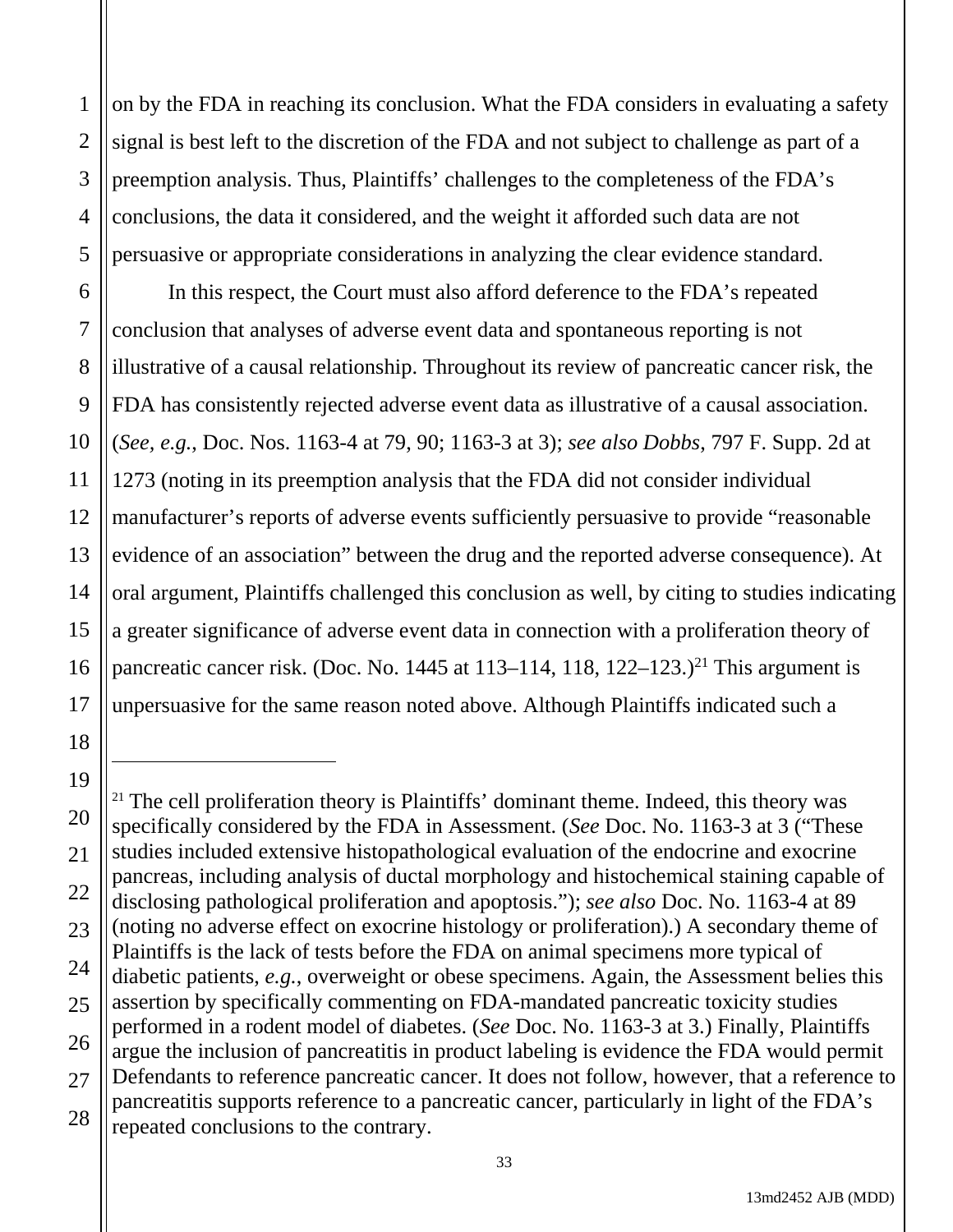on by the FDA in reaching its conclusion. What the FDA considers in evaluating a safety signal is best left to the discretion of the FDA and not subject to challenge as part of a preemption analysis. Thus, Plaintiffs' challenges to the completeness of the FDA's conclusions, the data it considered, and the weight it afforded such data are not persuasive or appropriate considerations in analyzing the clear evidence standard.

In this respect, the Court must also afford deference to the FDA's repeated conclusion that analyses of adverse event data and spontaneous reporting is not illustrative of a causal relationship. Throughout its review of pancreatic cancer risk, the FDA has consistently rejected adverse event data as illustrative of a causal association. (*See, e.g.*, Doc. Nos. 1163-4 at 79, 90; 1163-3 at 3); *see also Dobbs*, 797 F. Supp. 2d at 1273 (noting in its preemption analysis that the FDA did not consider individual manufacturer's reports of adverse events sufficiently persuasive to provide "reasonable evidence of an association" between the drug and the reported adverse consequence). At oral argument, Plaintiffs challenged this conclusion as well, by citing to studies indicating a greater significance of adverse event data in connection with a proliferation theory of pancreatic cancer risk. (Doc. No. 1445 at 113–114, 118, 122–123.)[21] This argument is unpersuasive for the same reason noted above. Although Plaintiffs indicated such a

---

[21] The cell proliferation theory is Plaintiffs' dominant theme. Indeed, this theory was specifically considered by the FDA in Assessment. (*See* Doc. No. 1163-3 at 3 ("These studies included extensive histopathological evaluation of the endocrine and exocrine pancreas, including analysis of ductal morphology and histochemical staining capable of disclosing pathological proliferation and apoptosis."); *see also* Doc. No. 1163-4 at 89 (noting no adverse effect on exocrine histology or proliferation).) A secondary theme of Plaintiffs is the lack of tests before the FDA on animal specimens more typical of diabetic patients, *e.g.*, overweight or obese specimens. Again, the Assessment belies this assertion by specifically commenting on FDA-mandated pancreatic toxicity studies performed in a rodent model of diabetes. (*See* Doc. No. 1163-3 at 3.) Finally, Plaintiffs argue the inclusion of pancreatitis in product labeling is evidence the FDA would permit Defendants to reference pancreatic cancer. It does not follow, however, that a reference to pancreatitis supports reference to a pancreatic cancer, particularly in light of the FDA's repeated conclusions to the contrary.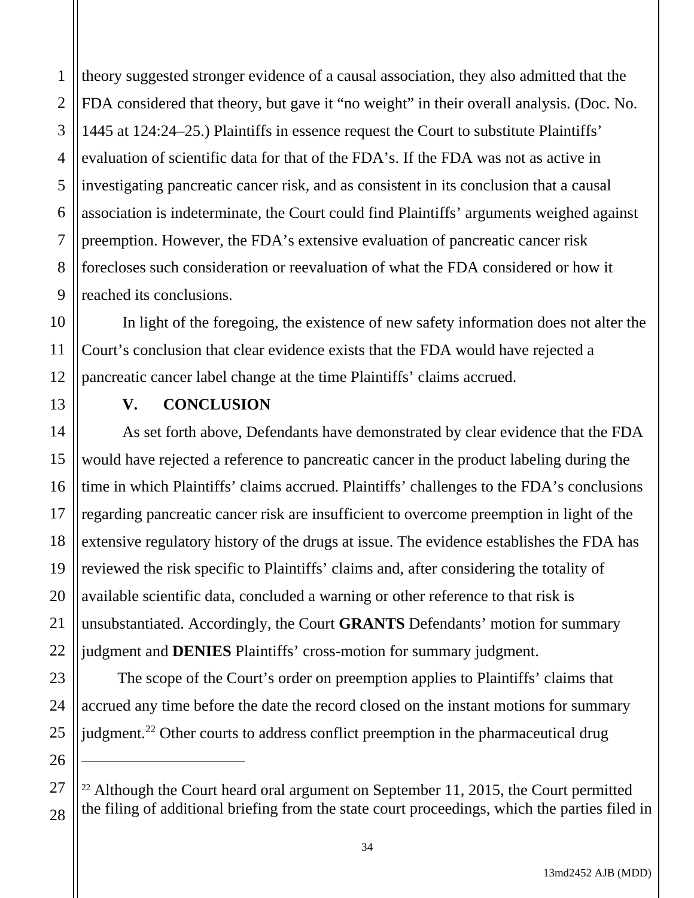theory suggested stronger evidence of a causal association, they also admitted that the FDA considered that theory, but gave it "no weight" in their overall analysis. (Doc. No. 1445 at 124:24–25.) Plaintiffs in essence request the Court to substitute Plaintiffs' evaluation of scientific data for that of the FDA's. If the FDA was not as active in investigating pancreatic cancer risk, and as consistent in its conclusion that a causal association is indeterminate, the Court could find Plaintiffs' arguments weighed against preemption. However, the FDA's extensive evaluation of pancreatic cancer risk forecloses such consideration or reevaluation of what the FDA considered or how it reached its conclusions.

In light of the foregoing, the existence of new safety information does not alter the Court's conclusion that clear evidence exists that the FDA would have rejected a pancreatic cancer label change at the time Plaintiffs' claims accrued.

## V. CONCLUSION

As set forth above, Defendants have demonstrated by clear evidence that the FDA would have rejected a reference to pancreatic cancer in the product labeling during the time in which Plaintiffs' claims accrued. Plaintiffs' challenges to the FDA's conclusions regarding pancreatic cancer risk are insufficient to overcome preemption in light of the extensive regulatory history of the drugs at issue. The evidence establishes the FDA has reviewed the risk specific to Plaintiffs' claims and, after considering the totality of available scientific data, concluded a warning or other reference to that risk is unsubstantiated. Accordingly, the Court **GRANTS** Defendants' motion for summary judgment and **DENIES** Plaintiffs' cross-motion for summary judgment.

The scope of the Court's order on preemption applies to Plaintiffs' claims that accrued any time before the date the record closed on the instant motions for summary judgment.[22] Other courts to address conflict preemption in the pharmaceutical drug

---

[22] Although the Court heard oral argument on September 11, 2015, the Court permitted the filing of additional briefing from the state court proceedings, which the parties filed in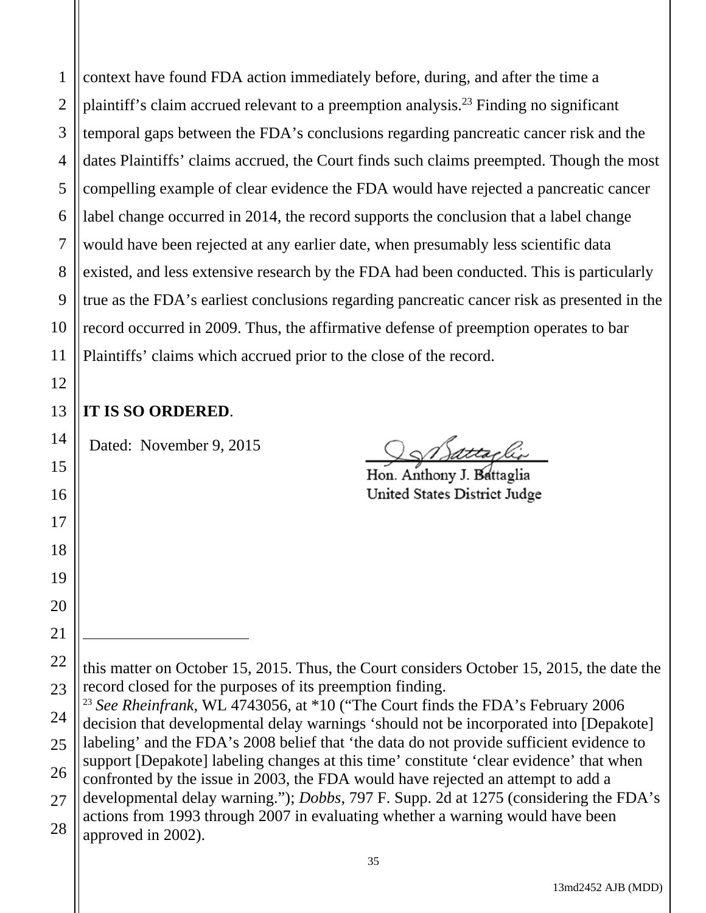context have found FDA action immediately before, during, and after the time a plaintiff's claim accrued relevant to a preemption analysis.[23] Finding no significant temporal gaps between the FDA's conclusions regarding pancreatic cancer risk and the dates Plaintiffs' claims accrued, the Court finds such claims preempted. Though the most compelling example of clear evidence the FDA would have rejected a pancreatic cancer label change occurred in 2014, the record supports the conclusion that a label change would have been rejected at any earlier date, when presumably less scientific data existed, and less extensive research by the FDA had been conducted. This is particularly true as the FDA's earliest conclusions regarding pancreatic cancer risk as presented in the record occurred in 2009. Thus, the affirmative defense of preemption operates to bar Plaintiffs' claims which accrued prior to the close of the record.

**IT IS SO ORDERED**.

Dated: November 9, 2015

Hon. Anthony J. Battaglia
United States District Judge

---

this matter on October 15, 2015. Thus, the Court considers October 15, 2015, the date the record closed for the purposes of its preemption finding.

[23] *See Rheinfrank*, WL 4743056, at *10 ("The Court finds the FDA's February 2006 decision that developmental delay warnings 'should not be incorporated into [Depakote] labeling' and the FDA's 2008 belief that 'the data do not provide sufficient evidence to support [Depakote] labeling changes at this time' constitute 'clear evidence' that when confronted by the issue in 2003, the FDA would have rejected an attempt to add a developmental delay warning."); *Dobbs*, 797 F. Supp. 2d at 1275 (considering the FDA's actions from 1993 through 2007 in evaluating whether a warning would have been approved in 2002).